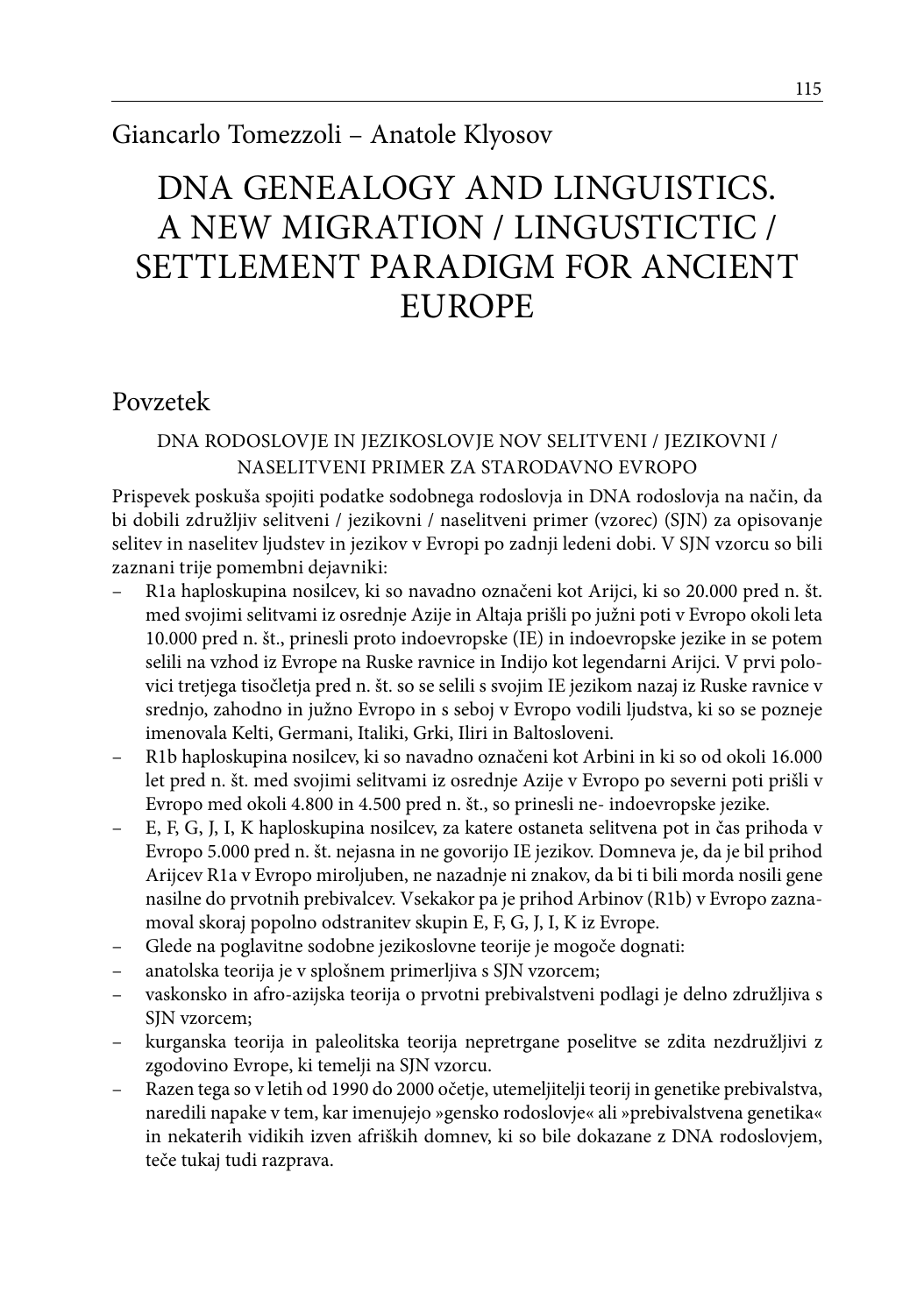Giancarlo Tomezzoli – Anatole Klyosov

# DNA GENEALOGY AND LINGUISTICS. A NEW MIGRATION / LINGUSTICTIC / SETTLEMENT PARADIGM FOR ANCIENT EUROPE

## Povzetek

DNA RODOSLOVJE IN JEZIKOSLOVJE NOV SELITVENI / JEZIKOVNI / NASELITVENI PRIMER ZA STARODAVNO EVROPO

Prispevek poskuša spojiti podatke sodobnega rodoslovja in DNA rodoslovja na način, da bi dobili združljiv selitveni / jezikovni / naselitveni primer (vzorec) (SJN) za opisovanje selitev in naselitev ljudstev in jezikov v Evropi po zadnji ledeni dobi. V SJN vzorcu so bili zaznani trije pomembni dejavniki:

- R1a haploskupina nosilcev, ki so navadno označeni kot Arijci, ki so 20.000 pred n. št. med svojimi selitvami iz osrednje Azije in Altaja prišli po južni poti v Evropo okoli leta 10.000 pred n. št., prinesli proto indoevropske (IE) in indoevropske jezike in se potem selili na vzhod iz Evrope na Ruske ravnice in Indijo kot legendarni Arijci. V prvi polovici tretjega tisočletja pred n. št. so se selili s svojim IE jezikom nazaj iz Ruske ravnice v srednjo, zahodno in južno Evropo in s seboj v Evropo vodili ljudstva, ki so se pozneje imenovala Kelti, Germani, Italiki, Grki, Iliri in Baltoslo­veni.
- R1b haploskupina nosilcev, ki so navadno označeni kot Arbini in ki so od okoli 16.000 let pred n. št. med svojimi selitvami iz osrednje Azije v Evropo po severni poti prišli v Evropo med okoli 4.800 in 4.500 pred n. št., so prinesli ne- indoevropske jezike.
- E, F, G, J, I, K haploskupina nosilcev, za katere ostaneta selitvena pot in čas prihoda v Evropo 5.000 pred n. št. nejasna in ne govorijo IE jezikov. Domneva je, da je bil prihod Arijcev R1a v Evropo miroljuben, ne nazadnje ni znakov, da bi ti bili morda nosili gene nasilne do prvotnih prebivalcev. Vsekakor pa je prihod Arbinov (R1b) v Evropo zaznamoval skoraj popolno odstranitev skupin E, F, G, J, I, K iz Evrope.
- Glede na poglavitne sodobne jezikoslovne teorije je mogoče dognati:
- anatolska teorija je v splošnem primerljiva s SJN vzorcem;
- vaskonsko in afro-azijska teorija o prvotni prebivalstveni podlagi je delno združljiva s SJN vzorcem;
- kurganska teorija in paleolitska teorija nepretrgane poselitve se zdita nezdružljivi z zgodovino Evrope, ki temelji na SJN vzorcu.
- Razen tega so v letih od 1990 do 2000 očetje, utemeljitelji teorij in genetike prebivalstva, naredili napake v tem, kar imenujejo »gensko rodoslovje« ali »prebivalstvena genetika« in nekaterih vidikih izven afriških domnev, ki so bile dokazane z DNA rodoslovjem, teče tukaj tudi razprava.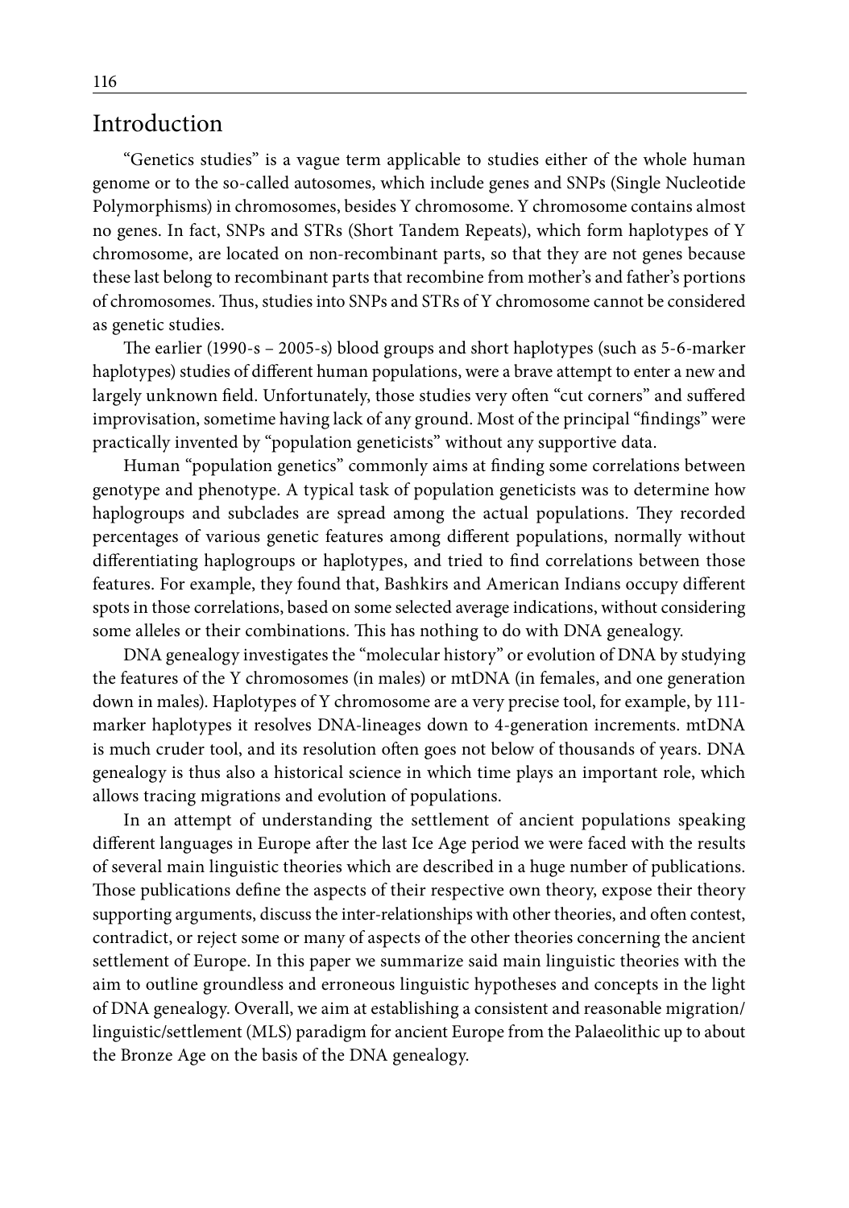## Introduction

"Genetics studies" is a vague term applicable to studies either of the whole human genome or to the so-called autosomes, which include genes and SNPs (Single Nucleotide Polymorphisms) in chromosomes, besides Y chromosome. Y chromosome contains almost no genes. In fact, SNPs and STRs (Short Tandem Repeats), which form haplotypes of Y chromosome, are located on non-recombinant parts, so that they are not genes because these last belong to recombinant parts that recombine from mother's and father's portions of chromosomes. Thus, studies into SNPs and STRs of Y chromosome cannot be considered as genetic studies.

The earlier (1990-s – 2005-s) blood groups and short haplotypes (such as 5-6-marker haplotypes) studies of different human populations, were a brave attempt to enter a new and largely unknown field. Unfortunately, those studies very often "cut corners" and suffered improvisation, sometime having lack of any ground. Most of the principal "findings" were practically invented by "population geneticists" without any supportive data.

Human "population genetics" commonly aims at finding some correlations between genotype and phenotype. A typical task of population geneticists was to determine how haplogroups and subclades are spread among the actual populations. They recorded percentages of various genetic features among different populations, normally without differentiating haplogroups or haplotypes, and tried to find correlations between those features. For example, they found that, Bashkirs and American Indians occupy different spots in those correlations, based on some selected average indications, without considering some alleles or their combinations. This has nothing to do with DNA genealogy.

DNA genealogy investigates the "molecular history" or evolution of DNA by studying the features of the Y chromosomes (in males) or mtDNA (in females, and one generation down in males). Haplotypes of Y chromosome are a very precise tool, for example, by 111-marker haplotypes it resolves DNA-lineages down to 4-generation increments. mtDNA is much cruder tool, and its resolution often goes not below of thousands of years. DNA genealogy is thus also a historical science in which time plays an important role, which allows tracing migrations and evolution of populations.

In an attempt of understanding the settlement of ancient populations speaking different languages in Europe after the last Ice Age period we were faced with the results of several main linguistic theories which are described in a huge number of publications. Those publications define the aspects of their respective own theory, expose their theory supporting arguments, discuss the inter-relationships with other theories, and often contest, contradict, or reject some or many of aspects of the other theories concerning the ancient settlement of Europe. In this paper we summarize said main linguistic theories with the aim to outline groundless and erroneous linguistic hypotheses and concepts in the light of DNA genealogy. Overall, we aim at establishing a consistent and reasonable migration/linguistic/settlement (MLS) paradigm for ancient Europe from the Palaeolithic up to about the Bronze Age on the basis of the DNA genealogy.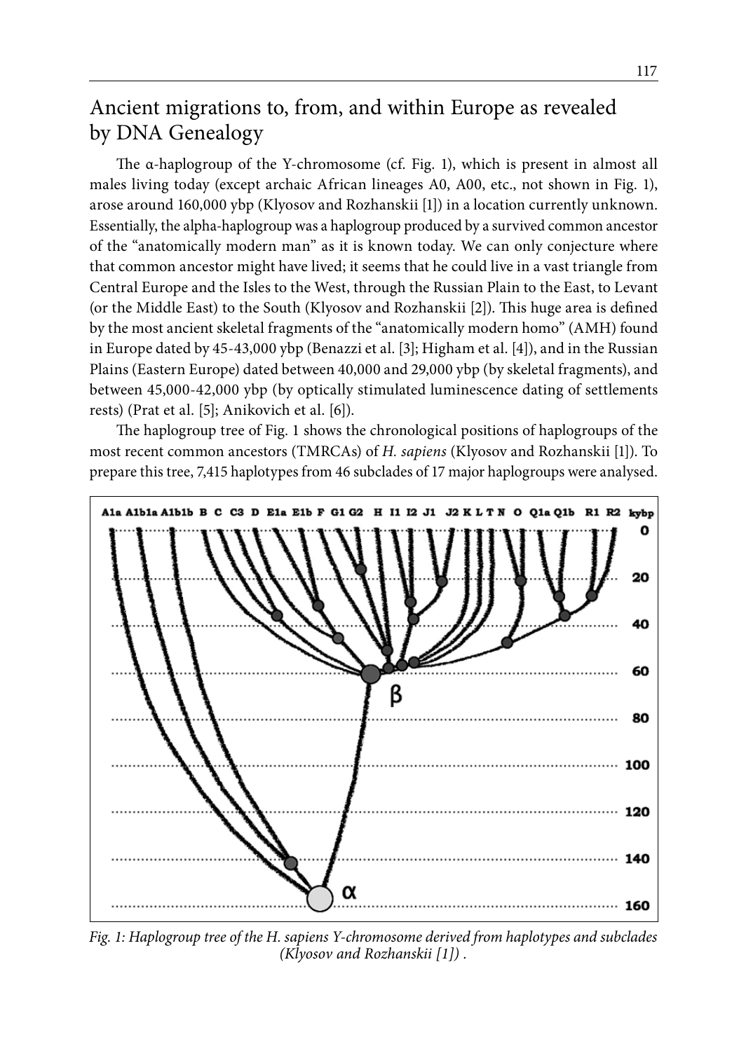# Ancient migrations to, from, and within Europe as revealed by DNA Genealogy

The α-haplogroup of the Y-chromosome (cf. Fig. 1), which is present in almost all males living today (except archaic African lineages A0, A00, etc., not shown in Fig. 1), arose around 160,000 ybp (Klyosov and Rozhanskii [1]) in a location currently unknown. Essentially, the alpha-haplogroup was a haplogroup produced by a survived common ancestor of the "anatomically modern man" as it is known today. We can only conjecture where that common ancestor might have lived; it seems that he could live in a vast triangle from Central Europe and the Isles to the West, through the Russian Plain to the East, to Levant (or the Middle East) to the South (Klyosov and Rozhanskii [2]). This huge area is defined by the most ancient skeletal fragments of the "anatomically modern homo" (AMH) found in Europe dated by 45-43,000 ybp (Benazzi et al. [3]; Higham et al. [4]), and in the Russian Plains (Eastern Europe) dated between 40,000 and 29,000 ybp (by skeletal fragments), and between 45,000-42,000 ybp (by optically stimulated luminescence dating of settlements rests) (Prat et al. [5]; Anikovich et al. [6]).

The haplogroup tree of Fig. 1 shows the chronological positions of haplogroups of the most recent common ancestors (TMRCAs) of *H. sapiens* (Klyosov and Rozhanskii [1]). To prepare this tree, 7,415 haplotypes from 46 subclades of 17 major haplogroups were analysed.

*Fig. 1: Haplogroup tree of the H. sapiens Y-chromosome derived from haplotypes and subclades (Klyosov and Rozhanskii [1]) .*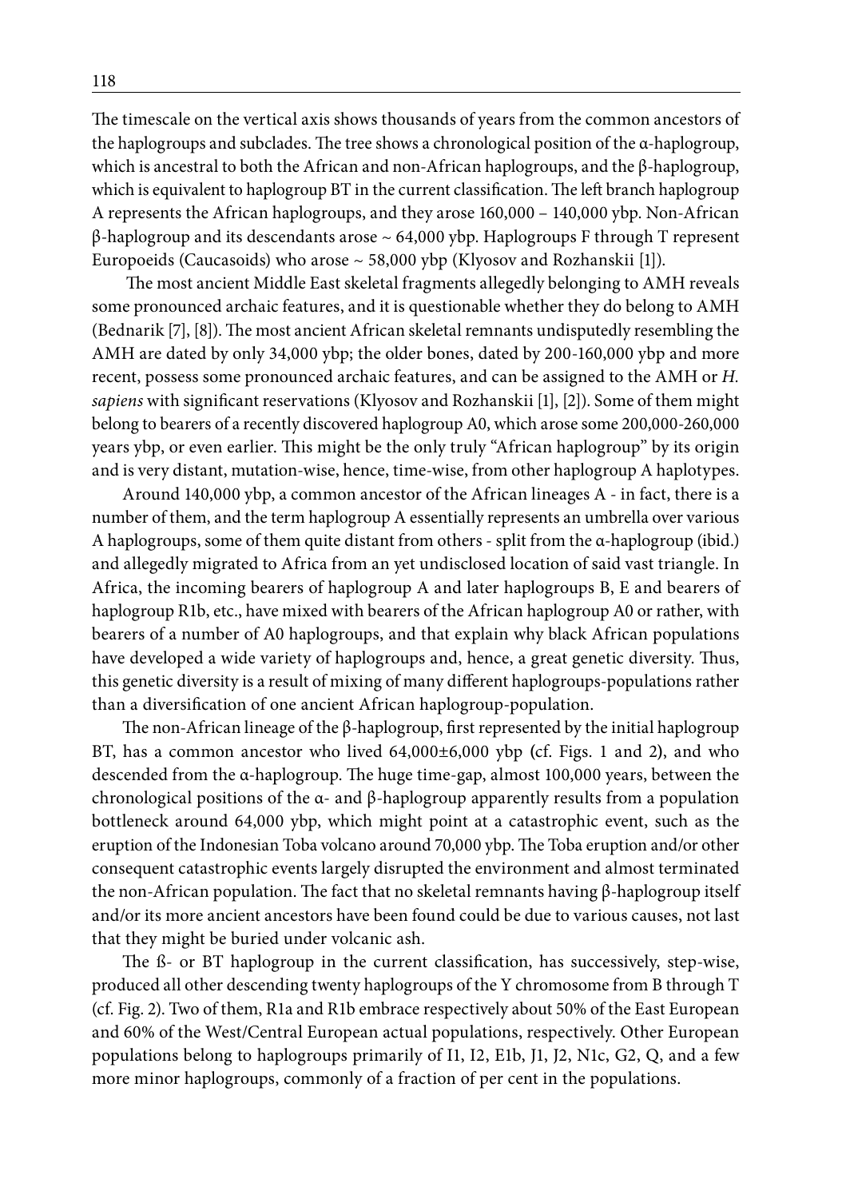The timescale on the vertical axis shows thousands of years from the common ancestors of the haplogroups and subclades. The tree shows a chronological position of the α-haplogroup, which is ancestral to both the African and non-African haplogroups, and the β-haplogroup, which is equivalent to haplogroup BT in the current classification. The left branch haplogroup A represents the African haplogroups, and they arose 160,000 – 140,000 ybp. Non-African β-haplogroup and its descendants arose ~ 64,000 ybp. Haplogroups F through T represent Europoeids (Caucasoids) who arose ~ 58,000 ybp (Klyosov and Rozhanskii [1]).

The most ancient Middle East skeletal fragments allegedly belonging to AMH reveals some pronounced archaic features, and it is questionable whether they do belong to AMH (Bednarik [7], [8]). The most ancient African skeletal remnants undisputedly resembling the AMH are dated by only 34,000 ybp; the older bones, dated by 200-160,000 ybp and more recent, possess some pronounced archaic features, and can be assigned to the AMH or *H. sapiens* with significant reservations (Klyosov and Rozhanskii [1], [2]). Some of them might belong to bearers of a recently discovered haplogroup A0, which arose some 200,000-260,000 years ybp, or even earlier. This might be the only truly "African haplogroup" by its origin and is very distant, mutation-wise, hence, time-wise, from other haplogroup A haplotypes.

Around 140,000 ybp, a common ancestor of the African lineages A - in fact, there is a number of them, and the term haplogroup A essentially represents an umbrella over various A haplogroups, some of them quite distant from others - split from the α-haplogroup (ibid.) and allegedly migrated to Africa from an yet undisclosed location of said vast triangle. In Africa, the incoming bearers of haplogroup A and later haplogroups B, E and bearers of haplogroup R1b, etc., have mixed with bearers of the African haplogroup A0 or rather, with bearers of a number of A0 haplogroups, and that explain why black African populations have developed a wide variety of haplogroups and, hence, a great genetic diversity. Thus, this genetic diversity is a result of mixing of many different haplogroups-populations rather than a diversification of one ancient African haplogroup-population.

The non-African lineage of the β-haplogroup, first represented by the initial haplogroup BT, has a common ancestor who lived 64,000±6,000 ybp (cf. Figs. 1 and 2), and who descended from the α-haplogroup. The huge time-gap, almost 100,000 years, between the chronological positions of the α- and β-haplogroup apparently results from a population bottleneck around 64,000 ybp, which might point at a catastrophic event, such as the eruption of the Indonesian Toba volcano around 70,000 ybp. The Toba eruption and/or other consequent catastrophic events largely disrupted the environment and almost terminated the non-African population. The fact that no skeletal remnants having β-haplogroup itself and/or its more ancient ancestors have been found could be due to various causes, not last that they might be buried under volcanic ash.

The ß- or BT haplogroup in the current classification, has successively, step-wise, produced all other descending twenty haplogroups of the Y chromosome from B through T (cf. Fig. 2). Two of them, R1a and R1b embrace respectively about 50% of the East European and 60% of the West/Central European actual populations, respectively. Other European populations belong to haplogroups primarily of I1, I2, E1b, J1, J2, N1c, G2, Q, and a few more minor haplogroups, commonly of a fraction of per cent in the populations.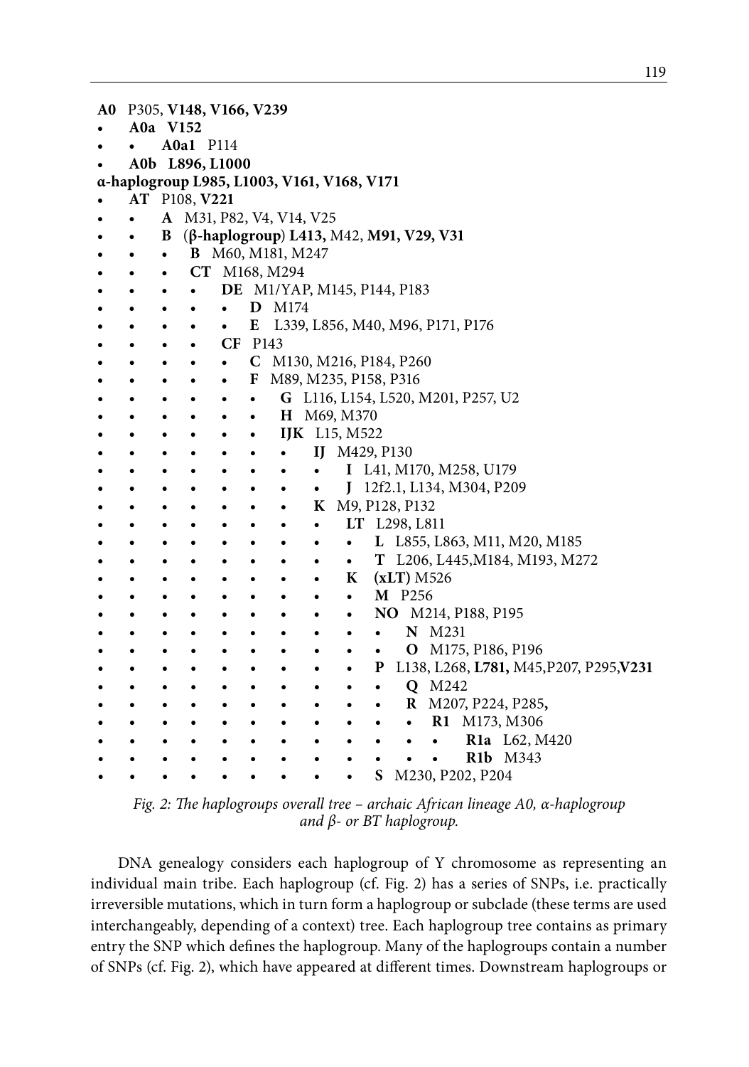**A0** P305, **V148, V166, V239**

- **A0a V152**
  - **A0a1** P114
- **A0b L896, L1000**

**α-haplogroup L985, L1003, V161, V168, V171**

- **AT** P108, **V221**
  - **A** M31, P82, V4, V14, V25
  - **B** (**β-haplogroup**) **L413,** M42, **M91, V29, V31**
    - **B** M60, M181, M247
    - **CT** M168, M294
      - **DE** M1/YAP, M145, P144, P183
        - **D** M174
        - **E** L339, L856, M40, M96, P171, P176
      - **CF** P143
        - **C** M130, M216, P184, P260
        - **F** M89, M235, P158, P316
          - **G** L116, L154, L520, M201, P257, U2
          - **H** M69, M370
          - **IJK** L15, M522
            - **IJ** M429, P130
              - **I** L41, M170, M258, U179
              - **J** 12f2.1, L134, M304, P209
            - **K** M9, P128, P132
              - **LT** L298, L811
                - **L** L855, L863, M11, M20, M185
                - **T** L206, L445,M184, M193, M272
            - **K** **(xLT)** M526
              - **M** P256
              - **NO** M214, P188, P195
                - **N** M231
                - **O** M175, P186, P196
              - **P** L138, L268, **L781,** M45,P207, P295,**V231**
                - **Q** M242
                - **R** M207, P224, P285,
                  - **R1** M173, M306
                    - **R1a** L62, M420
                    - **R1b** M343
              - **S** M230, P202, P204

*Fig. 2: The haplogroups overall tree – archaic African lineage A0, α-haplogroup and β- or BT haplogroup.*

DNA genealogy considers each haplogroup of Y chromosome as representing an individual main tribe. Each haplogroup (cf. Fig. 2) has a series of SNPs, i.e. practically irreversible mutations, which in turn form a haplogroup or subclade (these terms are used interchangeably, depending of a context) tree. Each haplogroup tree contains as primary entry the SNP which defines the haplogroup. Many of the haplogroups contain a number of SNPs (cf. Fig. 2), which have appeared at different times. Downstream haplogroups or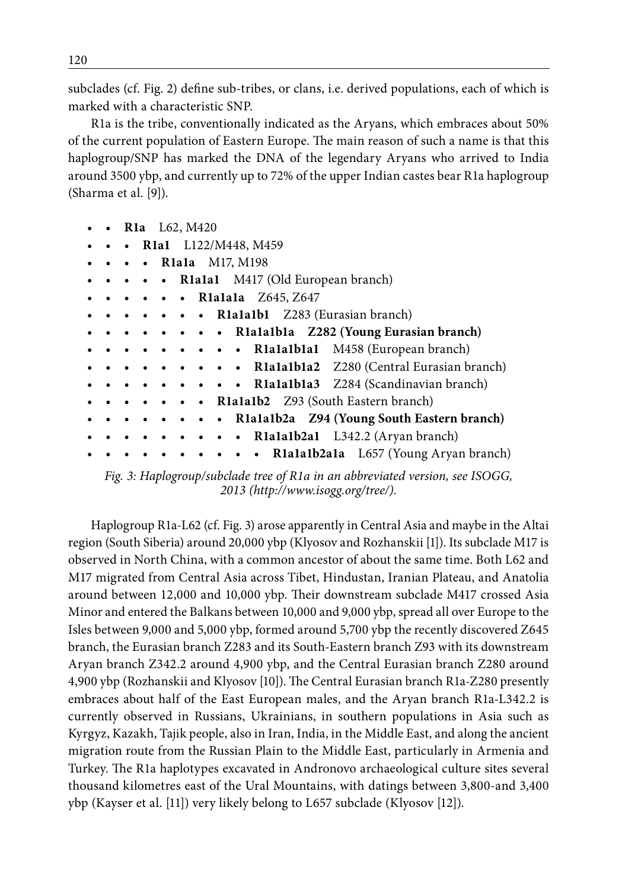subclades (cf. Fig. 2) define sub-tribes, or clans, i.e. derived populations, each of which is marked with a characteristic SNP.

R1a is the tribe, conventionally indicated as the Aryans, which embraces about 50% of the current population of Eastern Europe. The main reason of such a name is that this haplogroup/SNP has marked the DNA of the legendary Aryans who arrived to India around 3500 ybp, and currently up to 72% of the upper Indian castes bear R1a haplogroup (Sharma et al. [9]).

- • **R1a** L62, M420
    - • **R1a1** L122/M448, M459
        - • **R1a1a** M17, M198
            - • **R1a1a1** M417 (Old European branch)
                - • **R1a1a1a** Z645, Z647
                    - • **R1a1a1b1** Z283 (Eurasian branch)
                        - • **R1a1a1b1a Z282 (Young Eurasian branch)**
                            - • **R1a1a1b1a1** M458 (European branch)
                            - • **R1a1a1b1a2** Z280 (Central Eurasian branch)
                            - • **R1a1a1b1a3** Z284 (Scandinavian branch)
                    - • **R1a1a1b2** Z93 (South Eastern branch)
                        - • **R1a1a1b2a Z94 (Young South Eastern branch)**
                            - • **R1a1a1b2a1** L342.2 (Aryan branch)
                                - • **R1a1a1b2a1a** L657 (Young Aryan branch)

*Fig. 3: Haplogroup/subclade tree of R1a in an abbreviated version, see ISOGG, 2013 (http://www.isogg.org/tree/).*

Haplogroup R1a-L62 (cf. Fig. 3) arose apparently in Central Asia and maybe in the Altai region (South Siberia) around 20,000 ybp (Klyosov and Rozhanskii [1]). Its subclade M17 is observed in North China, with a common ancestor of about the same time. Both L62 and M17 migrated from Central Asia across Tibet, Hindustan, Iranian Plateau, and Anatolia around between 12,000 and 10,000 ybp. Their downstream subclade M417 crossed Asia Minor and entered the Balkans between 10,000 and 9,000 ybp, spread all over Europe to the Isles between 9,000 and 5,000 ybp, formed around 5,700 ybp the recently discovered Z645 branch, the Eurasian branch Z283 and its South-Eastern branch Z93 with its downstream Aryan branch Z342.2 around 4,900 ybp, and the Central Eurasian branch Z280 around 4,900 ybp (Rozhanskii and Klyosov [10]). The Central Eurasian branch R1a-Z280 presently embraces about half of the East European males, and the Aryan branch R1a-L342.2 is currently observed in Russians, Ukrainians, in southern populations in Asia such as Kyrgyz, Kazakh, Tajik people, also in Iran, India, in the Middle East, and along the ancient migration route from the Russian Plain to the Middle East, particularly in Armenia and Turkey. The R1a haplotypes excavated in Andronovo archaeological culture sites several thousand kilometres east of the Ural Mountains, with datings between 3,800-and 3,400 ybp (Kayser et al. [11]) very likely belong to L657 subclade (Klyosov [12]).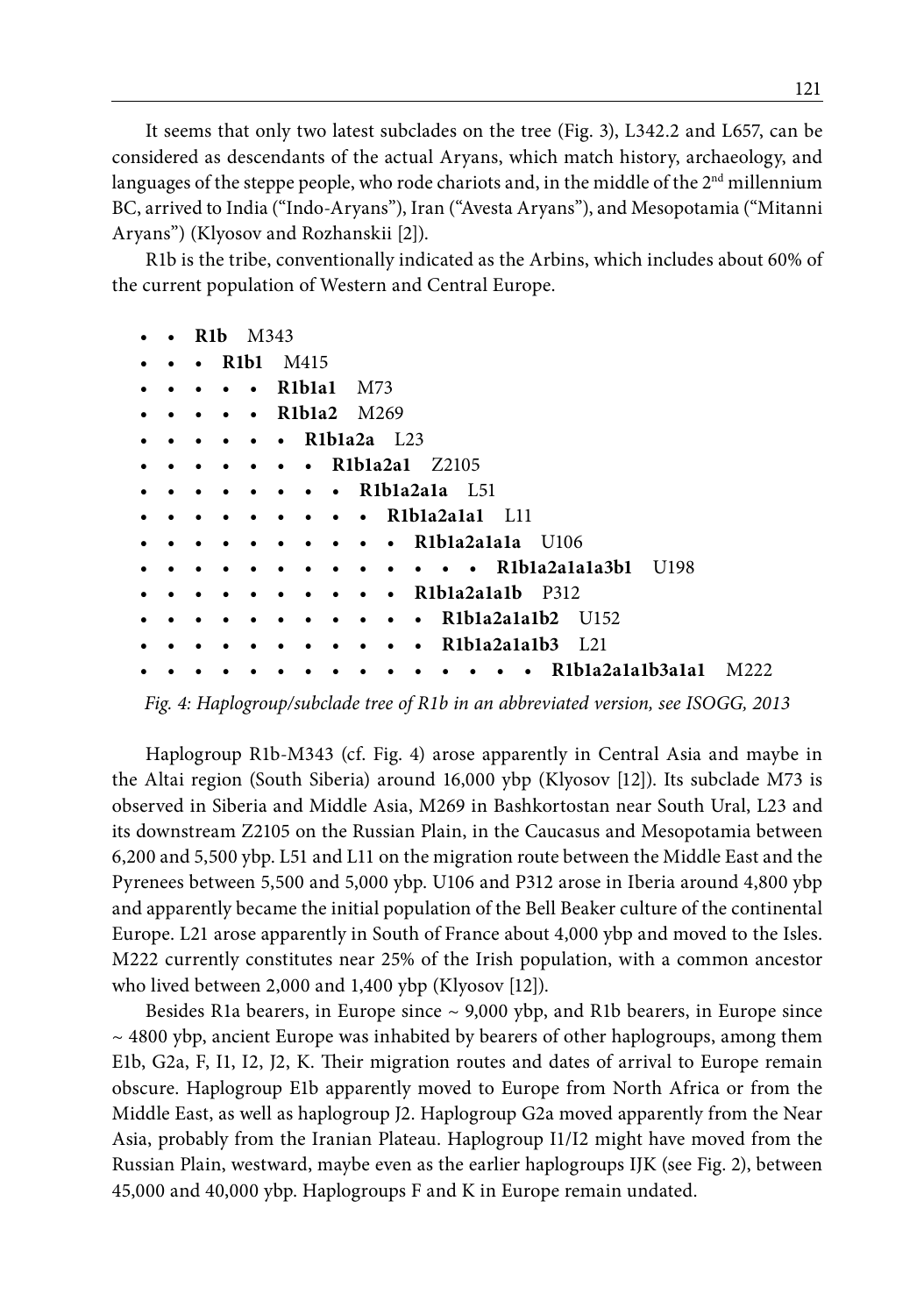It seems that only two latest subclades on the tree (Fig. 3), L342.2 and L657, can be considered as descendants of the actual Aryans, which match history, archaeology, and languages of the steppe people, who rode chariots and, in the middle of the 2nd millennium BC, arrived to India ("Indo-Aryans"), Iran ("Avesta Aryans"), and Mesopotamia ("Mitanni Aryans") (Klyosov and Rozhanskii [2]).

R1b is the tribe, conventionally indicated as the Arbins, which includes about 60% of the current population of Western and Central Europe.

- • • **R1b** M343
- • • • **R1b1** M415
- • • • • • **R1b1a1** M73
- • • • • • **R1b1a2** M269
- • • • • • • **R1b1a2a** L23
- • • • • • • • **R1b1a2a1** Z2105
- • • • • • • • • **R1b1a2a1a** L51
- • • • • • • • • • **R1b1a2a1a1** L11
- • • • • • • • • • • **R1b1a2a1a1a** U106
- • • • • • • • • • • • • • **R1b1a2a1a1a3b1** U198
- • • • • • • • • • • **R1b1a2a1a1b** P312
- • • • • • • • • • • • **R1b1a2a1a1b2** U152
- • • • • • • • • • • • **R1b1a2a1a1b3** L21
- • • • • • • • • • • • • • • • **R1b1a2a1a1b3a1a1** M222

*Fig. 4: Haplogroup/subclade tree of R1b in an abbreviated version, see ISOGG, 2013*

Haplogroup R1b-M343 (cf. Fig. 4) arose apparently in Central Asia and maybe in the Altai region (South Siberia) around 16,000 ybp (Klyosov [12]). Its subclade M73 is observed in Siberia and Middle Asia, M269 in Bashkortostan near South Ural, L23 and its downstream Z2105 on the Russian Plain, in the Caucasus and Mesopotamia between 6,200 and 5,500 ybp. L51 and L11 on the migration route between the Middle East and the Pyrenees between 5,500 and 5,000 ybp. U106 and P312 arose in Iberia around 4,800 ybp and apparently became the initial population of the Bell Beaker culture of the continental Europe. L21 arose apparently in South of France about 4,000 ybp and moved to the Isles. M222 currently constitutes near 25% of the Irish population, with a common ancestor who lived between 2,000 and 1,400 ybp (Klyosov [12]).

Besides R1a bearers, in Europe since ~ 9,000 ybp, and R1b bearers, in Europe since ~ 4800 ybp, ancient Europe was inhabited by bearers of other haplogroups, among them E1b, G2a, F, I1, I2, J2, K. Their migration routes and dates of arrival to Europe remain obscure. Haplogroup E1b apparently moved to Europe from North Africa or from the Middle East, as well as haplogroup J2. Haplogroup G2a moved apparently from the Near Asia, probably from the Iranian Plateau. Haplogroup I1/I2 might have moved from the Russian Plain, westward, maybe even as the earlier haplogroups IJK (see Fig. 2), between 45,000 and 40,000 ybp. Haplogroups F and K in Europe remain undated.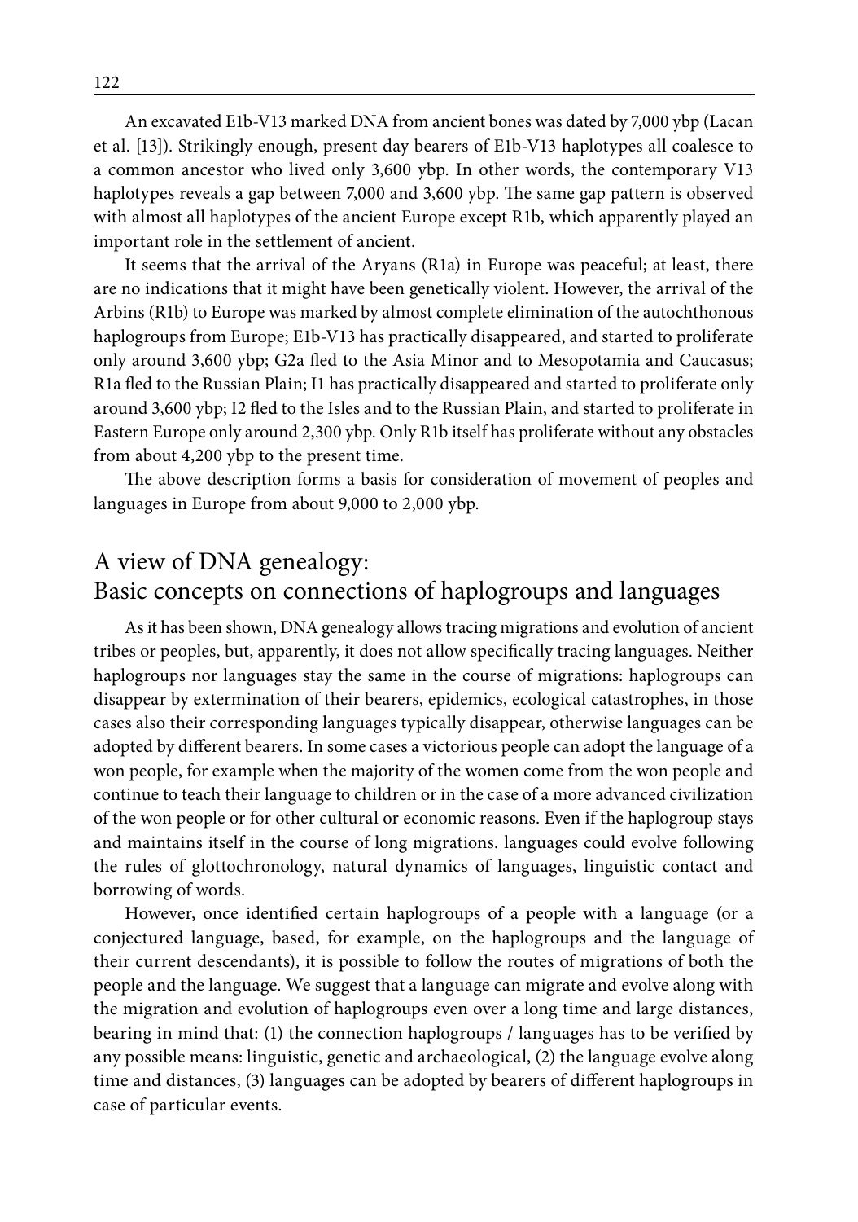An excavated E1b-V13 marked DNA from ancient bones was dated by 7,000 ybp (Lacan et al. [13]). Strikingly enough, present day bearers of E1b-V13 haplotypes all coalesce to a common ancestor who lived only 3,600 ybp. In other words, the contemporary V13 haplotypes reveals a gap between 7,000 and 3,600 ybp. The same gap pattern is observed with almost all haplotypes of the ancient Europe except R1b, which apparently played an important role in the settlement of ancient.

It seems that the arrival of the Aryans (R1a) in Europe was peaceful; at least, there are no indications that it might have been genetically violent. However, the arrival of the Arbins (R1b) to Europe was marked by almost complete elimination of the autochthonous haplogroups from Europe; E1b-V13 has practically disappeared, and started to proliferate only around 3,600 ybp; G2a fled to the Asia Minor and to Mesopotamia and Caucasus; R1a fled to the Russian Plain; I1 has practically disappeared and started to proliferate only around 3,600 ybp; I2 fled to the Isles and to the Russian Plain, and started to proliferate in Eastern Europe only around 2,300 ybp. Only R1b itself has proliferate without any obstacles from about 4,200 ybp to the present time.

The above description forms a basis for consideration of movement of peoples and languages in Europe from about 9,000 to 2,000 ybp.

## A view of DNA genealogy: Basic concepts on connections of haplogroups and languages

As it has been shown, DNA genealogy allows tracing migrations and evolution of ancient tribes or peoples, but, apparently, it does not allow specifically tracing languages. Neither haplogroups nor languages stay the same in the course of migrations: haplogroups can disappear by extermination of their bearers, epidemics, ecological catastrophes, in those cases also their corresponding languages typically disappear, otherwise languages can be adopted by different bearers. In some cases a victorious people can adopt the language of a won people, for example when the majority of the women come from the won people and continue to teach their language to children or in the case of a more advanced civilization of the won people or for other cultural or economic reasons. Even if the haplogroup stays and maintains itself in the course of long migrations. languages could evolve following the rules of glottochronology, natural dynamics of languages, linguistic contact and borrowing of words.

However, once identified certain haplogroups of a people with a language (or a conjectured language, based, for example, on the haplogroups and the language of their current descendants), it is possible to follow the routes of migrations of both the people and the language. We suggest that a language can migrate and evolve along with the migration and evolution of haplogroups even over a long time and large distances, bearing in mind that: (1) the connection haplogroups / languages has to be verified by any possible means: linguistic, genetic and archaeological, (2) the language evolve along time and distances, (3) languages can be adopted by bearers of different haplogroups in case of particular events.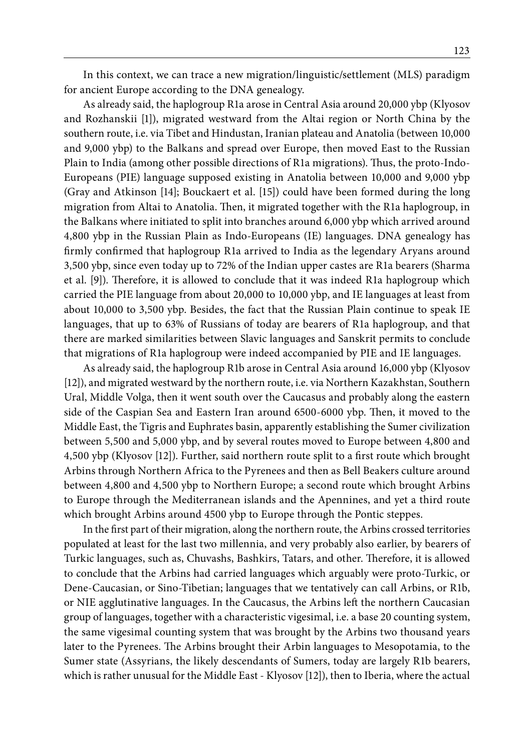In this context, we can trace a new migration/linguistic/settlement (MLS) paradigm for ancient Europe according to the DNA genealogy.

As already said, the haplogroup R1a arose in Central Asia around 20,000 ybp (Klyosov and Rozhanskii [1]), migrated westward from the Altai region or North China by the southern route, i.e. via Tibet and Hindustan, Iranian plateau and Anatolia (between 10,000 and 9,000 ybp) to the Balkans and spread over Europe, then moved East to the Russian Plain to India (among other possible directions of R1a migrations). Thus, the proto-Indo-Europeans (PIE) language supposed existing in Anatolia between 10,000 and 9,000 ybp (Gray and Atkinson [14]; Bouckaert et al. [15]) could have been formed during the long migration from Altai to Anatolia. Then, it migrated together with the R1a haplogroup, in the Balkans where initiated to split into branches around 6,000 ybp which arrived around 4,800 ybp in the Russian Plain as Indo-Europeans (IE) languages. DNA genealogy has firmly confirmed that haplogroup R1a arrived to India as the legendary Aryans around 3,500 ybp, since even today up to 72% of the Indian upper castes are R1a bearers (Sharma et al. [9]). Therefore, it is allowed to conclude that it was indeed R1a haplogroup which carried the PIE language from about 20,000 to 10,000 ybp, and IE languages at least from about 10,000 to 3,500 ybp. Besides, the fact that the Russian Plain continue to speak IE languages, that up to 63% of Russians of today are bearers of R1a haplogroup, and that there are marked similarities between Slavic languages and Sanskrit permits to conclude that migrations of R1a haplogroup were indeed accompanied by PIE and IE languages.

As already said, the haplogroup R1b arose in Central Asia around 16,000 ybp (Klyosov [12]), and migrated westward by the northern route, i.e. via Northern Kazakhstan, Southern Ural, Middle Volga, then it went south over the Caucasus and probably along the eastern side of the Caspian Sea and Eastern Iran around 6500-6000 ybp. Then, it moved to the Middle East, the Tigris and Euphrates basin, apparently establishing the Sumer civilization between 5,500 and 5,000 ybp, and by several routes moved to Europe between 4,800 and 4,500 ybp (Klyosov [12]). Further, said northern route split to a first route which brought Arbins through Northern Africa to the Pyrenees and then as Bell Beakers culture around between 4,800 and 4,500 ybp to Northern Europe; a second route which brought Arbins to Europe through the Mediterranean islands and the Apennines, and yet a third route which brought Arbins around 4500 ybp to Europe through the Pontic steppes.

In the first part of their migration, along the northern route, the Arbins crossed territories populated at least for the last two millennia, and very probably also earlier, by bearers of Turkic languages, such as, Chuvashs, Bashkirs, Tatars, and other. Therefore, it is allowed to conclude that the Arbins had carried languages which arguably were proto-Turkic, or Dene-Caucasian, or Sino-Tibetian; languages that we tentatively can call Arbins, or R1b, or NIE agglutinative languages. In the Caucasus, the Arbins left the northern Caucasian group of languages, together with a characteristic vigesimal, i.e. a base 20 counting system, the same vigesimal counting system that was brought by the Arbins two thousand years later to the Pyrenees. The Arbins brought their Arbin languages to Mesopotamia, to the Sumer state (Assyrians, the likely descendants of Sumers, today are largely R1b bearers, which is rather unusual for the Middle East - Klyosov [12]), then to Iberia, where the actual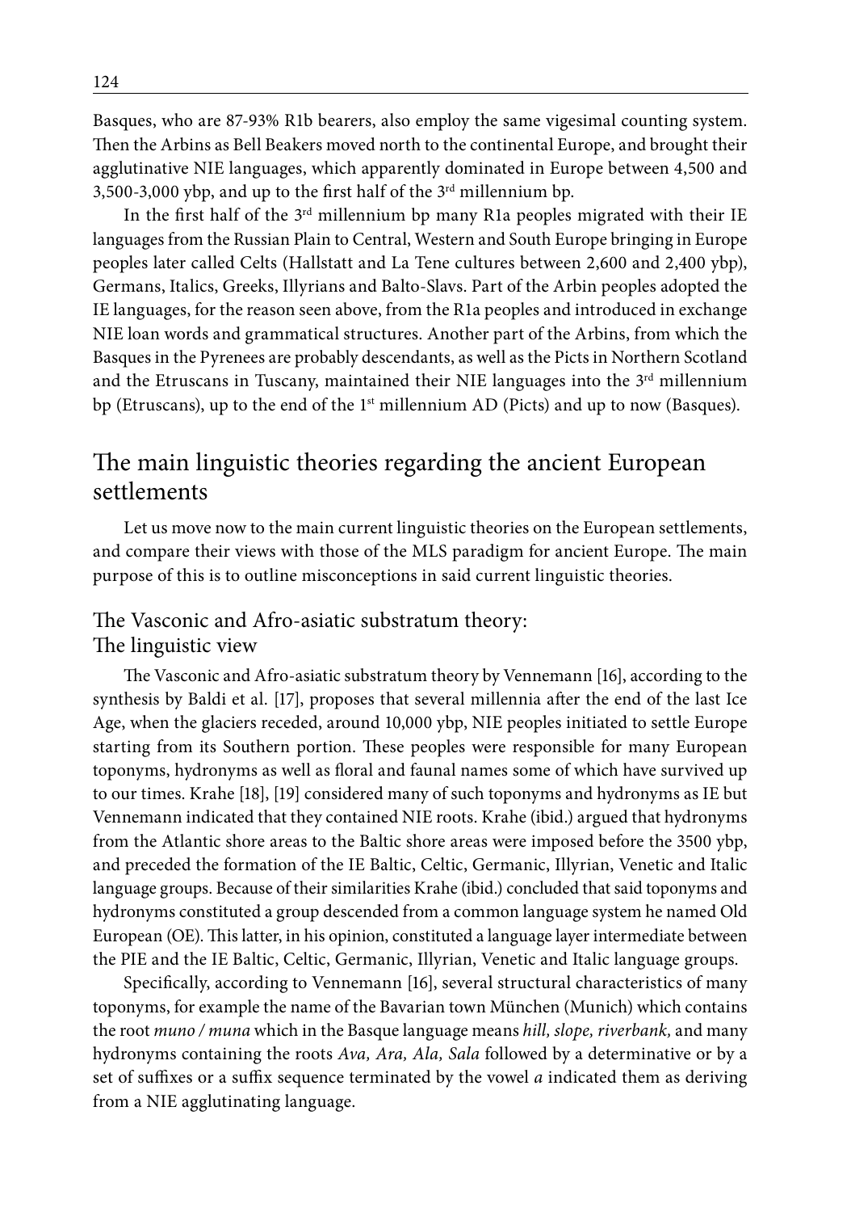Basques, who are 87-93% R1b bearers, also employ the same vigesimal counting system. Then the Arbins as Bell Beakers moved north to the continental Europe, and brought their agglutinative NIE languages, which apparently dominated in Europe between 4,500 and 3,500-3,000 ybp, and up to the first half of the 3rd millennium bp.

In the first half of the 3rd millennium bp many R1a peoples migrated with their IE languages from the Russian Plain to Central, Western and South Europe bringing in Europe peoples later called Celts (Hallstatt and La Tene cultures between 2,600 and 2,400 ybp), Germans, Italics, Greeks, Illyrians and Balto-Slavs. Part of the Arbin peoples adopted the IE languages, for the reason seen above, from the R1a peoples and introduced in exchange NIE loan words and grammatical structures. Another part of the Arbins, from which the Basques in the Pyrenees are probably descendants, as well as the Picts in Northern Scotland and the Etruscans in Tuscany, maintained their NIE languages into the 3rd millennium bp (Etruscans), up to the end of the 1st millennium AD (Picts) and up to now (Basques).

## The main linguistic theories regarding the ancient European settlements

Let us move now to the main current linguistic theories on the European settlements, and compare their views with those of the MLS paradigm for ancient Europe. The main purpose of this is to outline misconceptions in said current linguistic theories.

### The Vasconic and Afro-asiatic substratum theory: The linguistic view

The Vasconic and Afro-asiatic substratum theory by Vennemann [16], according to the synthesis by Baldi et al. [17], proposes that several millennia after the end of the last Ice Age, when the glaciers receded, around 10,000 ybp, NIE peoples initiated to settle Europe starting from its Southern portion. These peoples were responsible for many European toponyms, hydronyms as well as floral and faunal names some of which have survived up to our times. Krahe [18], [19] considered many of such toponyms and hydronyms as IE but Vennemann indicated that they contained NIE roots. Krahe (ibid.) argued that hydronyms from the Atlantic shore areas to the Baltic shore areas were imposed before the 3500 ybp, and preceded the formation of the IE Baltic, Celtic, Germanic, Illyrian, Venetic and Italic language groups. Because of their similarities Krahe (ibid.) concluded that said toponyms and hydronyms constituted a group descended from a common language system he named Old European (OE). This latter, in his opinion, constituted a language layer intermediate between the PIE and the IE Baltic, Celtic, Germanic, Illyrian, Venetic and Italic language groups.

Specifically, according to Vennemann [16], several structural characteristics of many toponyms, for example the name of the Bavarian town München (Munich) which contains the root *muno / muna* which in the Basque language means *hill, slope, riverbank,* and many hydronyms containing the roots *Ava, Ara, Ala, Sala* followed by a determinative or by a set of suffixes or a suffix sequence terminated by the vowel *a* indicated them as deriving from a NIE agglutinating language.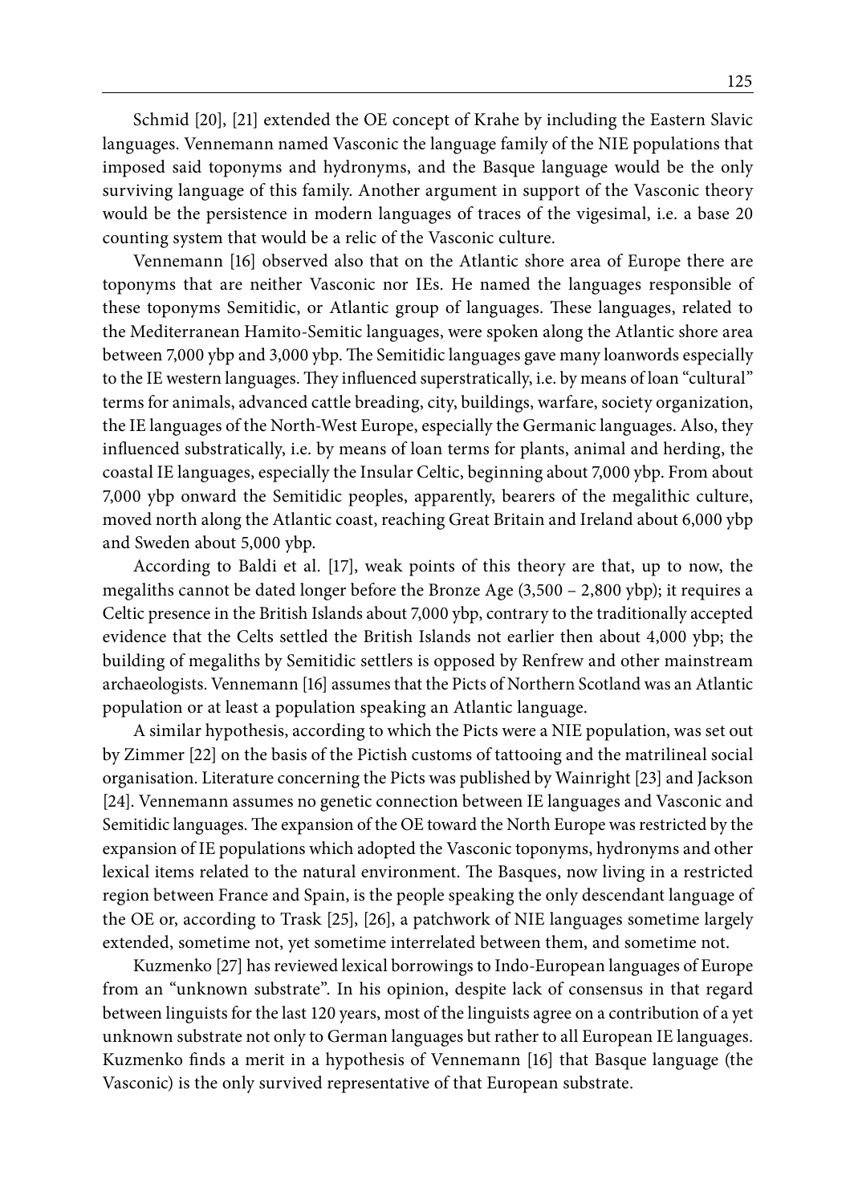Schmid [20], [21] extended the OE concept of Krahe by including the Eastern Slavic languages. Vennemann named Vasconic the language family of the NIE populations that imposed said toponyms and hydronyms, and the Basque language would be the only surviving language of this family. Another argument in support of the Vasconic theory would be the persistence in modern languages of traces of the vigesimal, i.e. a base 20 counting system that would be a relic of the Vasconic culture.

Vennemann [16] observed also that on the Atlantic shore area of Europe there are toponyms that are neither Vasconic nor IEs. He named the languages responsible of these toponyms Semitidic, or Atlantic group of languages. These languages, related to the Mediterranean Hamito-Semitic languages, were spoken along the Atlantic shore area between 7,000 ybp and 3,000 ybp. The Semitidic languages gave many loanwords especially to the IE western languages. They influenced superstratically, i.e. by means of loan "cultural" terms for animals, advanced cattle breading, city, buildings, warfare, society organization, the IE languages of the North-West Europe, especially the Germanic languages. Also, they influenced substratically, i.e. by means of loan terms for plants, animal and herding, the coastal IE languages, especially the Insular Celtic, beginning about 7,000 ybp. From about 7,000 ybp onward the Semitidic peoples, apparently, bearers of the megalithic culture, moved north along the Atlantic coast, reaching Great Britain and Ireland about 6,000 ybp and Sweden about 5,000 ybp.

According to Baldi et al. [17], weak points of this theory are that, up to now, the megaliths cannot be dated longer before the Bronze Age (3,500 – 2,800 ybp); it requires a Celtic presence in the British Islands about 7,000 ybp, contrary to the traditionally accepted evidence that the Celts settled the British Islands not earlier then about 4,000 ybp; the building of megaliths by Semitidic settlers is opposed by Renfrew and other mainstream archaeologists. Vennemann [16] assumes that the Picts of Northern Scotland was an Atlantic population or at least a population speaking an Atlantic language.

A similar hypothesis, according to which the Picts were a NIE population, was set out by Zimmer [22] on the basis of the Pictish customs of tattooing and the matrilineal social organisation. Literature concerning the Picts was published by Wainright [23] and Jackson [24]. Vennemann assumes no genetic connection between IE languages and Vasconic and Semitidic languages. The expansion of the OE toward the North Europe was restricted by the expansion of IE populations which adopted the Vasconic toponyms, hydronyms and other lexical items related to the natural environment. The Basques, now living in a restricted region between France and Spain, is the people speaking the only descendant language of the OE or, according to Trask [25], [26], a patchwork of NIE languages sometime largely extended, sometime not, yet sometime interrelated between them, and sometime not.

Kuzmenko [27] has reviewed lexical borrowings to Indo-European languages of Europe from an "unknown substrate". In his opinion, despite lack of consensus in that regard between linguists for the last 120 years, most of the linguists agree on a contribution of a yet unknown substrate not only to German languages but rather to all European IE languages. Kuzmenko finds a merit in a hypothesis of Vennemann [16] that Basque language (the Vasconic) is the only survived representative of that European substrate.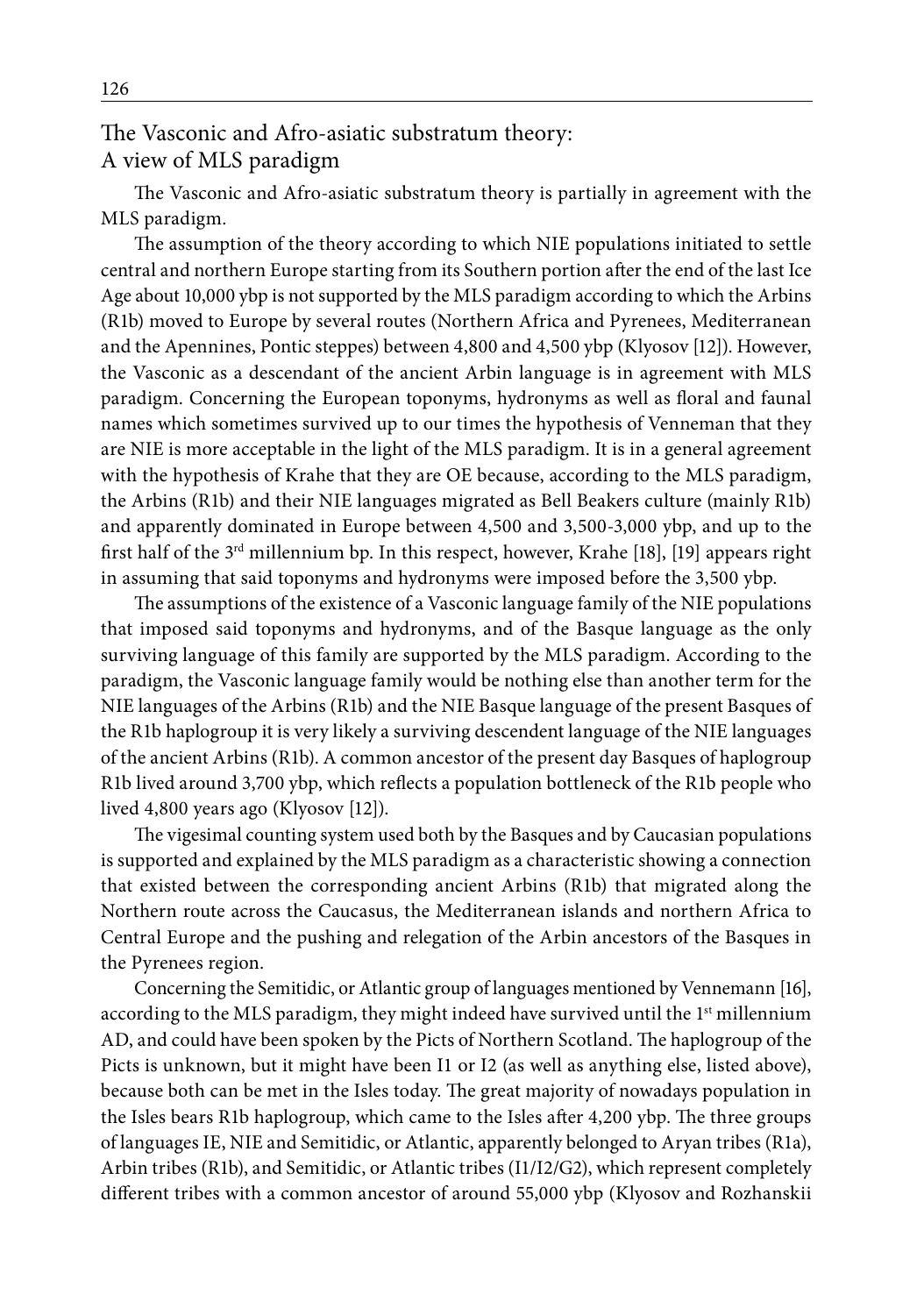## The Vasconic and Afro-asiatic substratum theory: A view of MLS paradigm

The Vasconic and Afro-asiatic substratum theory is partially in agreement with the MLS paradigm.

The assumption of the theory according to which NIE populations initiated to settle central and northern Europe starting from its Southern portion after the end of the last Ice Age about 10,000 ybp is not supported by the MLS paradigm according to which the Arbins (R1b) moved to Europe by several routes (Northern Africa and Pyrenees, Mediterranean and the Apennines, Pontic steppes) between 4,800 and 4,500 ybp (Klyosov [12]). However, the Vasconic as a descendant of the ancient Arbin language is in agreement with MLS paradigm. Concerning the European toponyms, hydronyms as well as floral and faunal names which sometimes survived up to our times the hypothesis of Venneman that they are NIE is more acceptable in the light of the MLS paradigm. It is in a general agreement with the hypothesis of Krahe that they are OE because, according to the MLS paradigm, the Arbins (R1b) and their NIE languages migrated as Bell Beakers culture (mainly R1b) and apparently dominated in Europe between 4,500 and 3,500-3,000 ybp, and up to the first half of the 3rd millennium bp. In this respect, however, Krahe [18], [19] appears right in assuming that said toponyms and hydronyms were imposed before the 3,500 ybp.

The assumptions of the existence of a Vasconic language family of the NIE populations that imposed said toponyms and hydronyms, and of the Basque language as the only surviving language of this family are supported by the MLS paradigm. According to the paradigm, the Vasconic language family would be nothing else than another term for the NIE languages of the Arbins (R1b) and the NIE Basque language of the present Basques of the R1b haplogroup it is very likely a surviving descendent language of the NIE languages of the ancient Arbins (R1b). A common ancestor of the present day Basques of haplogroup R1b lived around 3,700 ybp, which reflects a population bottleneck of the R1b people who lived 4,800 years ago (Klyosov [12]).

The vigesimal counting system used both by the Basques and by Caucasian populations is supported and explained by the MLS paradigm as a characteristic showing a connection that existed between the corresponding ancient Arbins (R1b) that migrated along the Northern route across the Caucasus, the Mediterranean islands and northern Africa to Central Europe and the pushing and relegation of the Arbin ancestors of the Basques in the Pyrenees region.

Concerning the Semitidic, or Atlantic group of languages mentioned by Vennemann [16], according to the MLS paradigm, they might indeed have survived until the 1st millennium AD, and could have been spoken by the Picts of Northern Scotland. The haplogroup of the Picts is unknown, but it might have been I1 or I2 (as well as anything else, listed above), because both can be met in the Isles today. The great majority of nowadays population in the Isles bears R1b haplogroup, which came to the Isles after 4,200 ybp. The three groups of languages IE, NIE and Semitidic, or Atlantic, apparently belonged to Aryan tribes (R1a), Arbin tribes (R1b), and Semitidic, or Atlantic tribes (I1/I2/G2), which represent completely different tribes with a common ancestor of around 55,000 ybp (Klyosov and Rozhanskii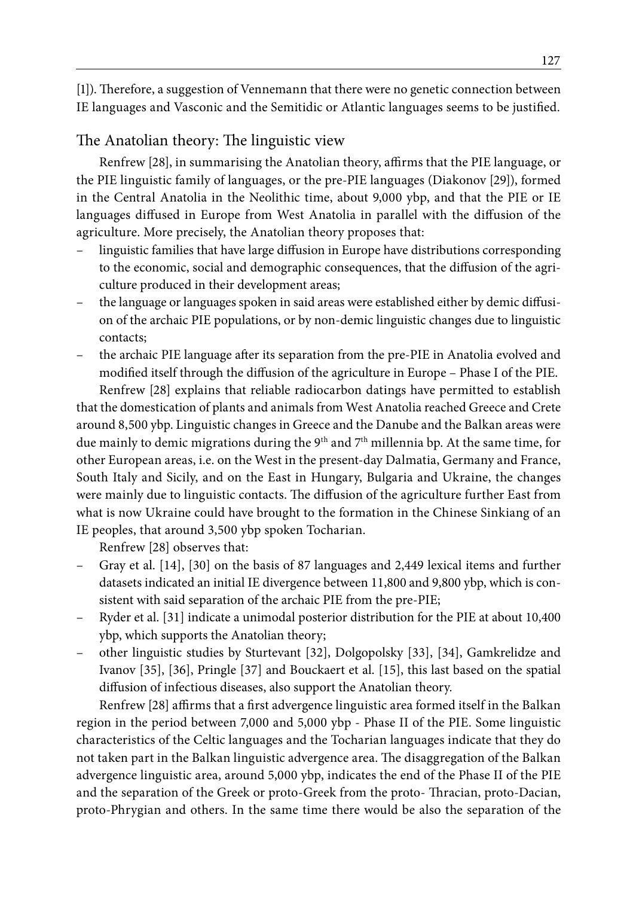[1]). Therefore, a suggestion of Vennemann that there were no genetic connection between IE languages and Vasconic and the Semitidic or Atlantic languages seems to be justified.

## The Anatolian theory: The linguistic view

Renfrew [28], in summarising the Anatolian theory, affirms that the PIE language, or the PIE linguistic family of languages, or the pre-PIE languages (Diakonov [29]), formed in the Central Anatolia in the Neolithic time, about 9,000 ybp, and that the PIE or IE languages diffused in Europe from West Anatolia in parallel with the diffusion of the agriculture. More precisely, the Anatolian theory proposes that:

- linguistic families that have large diffusion in Europe have distributions corresponding to the economic, social and demographic consequences, that the diffusion of the agriculture produced in their development areas;
- the language or languages spoken in said areas were established either by demic diffusion of the archaic PIE populations, or by non-demic linguistic changes due to linguistic contacts;
- the archaic PIE language after its separation from the pre-PIE in Anatolia evolved and modified itself through the diffusion of the agriculture in Europe – Phase I of the PIE.

Renfrew [28] explains that reliable radiocarbon datings have permitted to establish that the domestication of plants and animals from West Anatolia reached Greece and Crete around 8,500 ybp. Linguistic changes in Greece and the Danube and the Balkan areas were due mainly to demic migrations during the 9th and 7th millennia bp. At the same time, for other European areas, i.e. on the West in the present-day Dalmatia, Germany and France, South Italy and Sicily, and on the East in Hungary, Bulgaria and Ukraine, the changes were mainly due to linguistic contacts. The diffusion of the agriculture further East from what is now Ukraine could have brought to the formation in the Chinese Sinkiang of an IE peoples, that around 3,500 ybp spoken Tocharian.

Renfrew [28] observes that:

- Gray et al. [14], [30] on the basis of 87 languages and 2,449 lexical items and further datasets indicated an initial IE divergence between 11,800 and 9,800 ybp, which is consistent with said separation of the archaic PIE from the pre-PIE;
- Ryder et al. [31] indicate a unimodal posterior distribution for the PIE at about 10,400 ybp, which supports the Anatolian theory;
- other linguistic studies by Sturtevant [32], Dolgopolsky [33], [34], Gamkrelidze and Ivanov [35], [36], Pringle [37] and Bouckaert et al. [15], this last based on the spatial diffusion of infectious diseases, also support the Anatolian theory.

Renfrew [28] affirms that a first advergence linguistic area formed itself in the Balkan region in the period between 7,000 and 5,000 ybp - Phase II of the PIE. Some linguistic characteristics of the Celtic languages and the Tocharian languages indicate that they do not taken part in the Balkan linguistic advergence area. The disaggregation of the Balkan advergence linguistic area, around 5,000 ybp, indicates the end of the Phase II of the PIE and the separation of the Greek or proto-Greek from the proto- Thracian, proto-Dacian, proto-Phrygian and others. In the same time there would be also the separation of the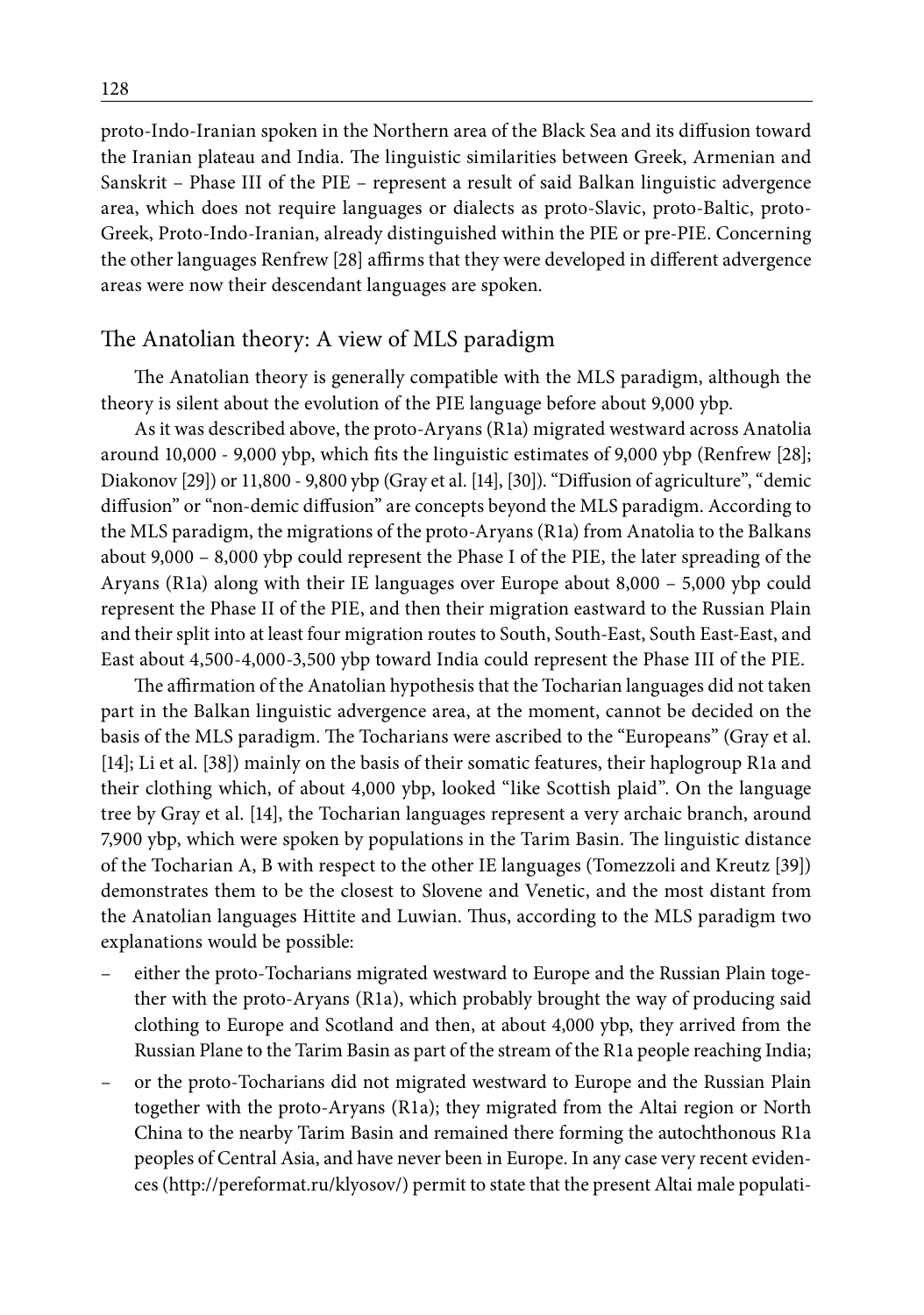proto-Indo-Iranian spoken in the Northern area of the Black Sea and its diffusion toward the Iranian plateau and India. The linguistic similarities between Greek, Armenian and Sanskrit – Phase III of the PIE – represent a result of said Balkan linguistic advergence area, which does not require languages or dialects as proto-Slavic, proto-Baltic, proto-Greek, Proto-Indo-Iranian, already distinguished within the PIE or pre-PIE. Concerning the other languages Renfrew [28] affirms that they were developed in different advergence areas were now their descendant languages are spoken.

## The Anatolian theory: A view of MLS paradigm

The Anatolian theory is generally compatible with the MLS paradigm, although the theory is silent about the evolution of the PIE language before about 9,000 ybp.

As it was described above, the proto-Aryans (R1a) migrated westward across Anatolia around 10,000 - 9,000 ybp, which fits the linguistic estimates of 9,000 ybp (Renfrew [28]; Diakonov [29]) or 11,800 - 9,800 ybp (Gray et al. [14], [30]). "Diffusion of agriculture", "demic diffusion" or "non-demic diffusion" are concepts beyond the MLS paradigm. According to the MLS paradigm, the migrations of the proto-Aryans (R1a) from Anatolia to the Balkans about 9,000 – 8,000 ybp could represent the Phase I of the PIE, the later spreading of the Aryans (R1a) along with their IE languages over Europe about 8,000 – 5,000 ybp could represent the Phase II of the PIE, and then their migration eastward to the Russian Plain and their split into at least four migration routes to South, South-East, South East-East, and East about 4,500-4,000-3,500 ybp toward India could represent the Phase III of the PIE.

The affirmation of the Anatolian hypothesis that the Tocharian languages did not taken part in the Balkan linguistic advergence area, at the moment, cannot be decided on the basis of the MLS paradigm. The Tocharians were ascribed to the "Europeans" (Gray et al. [14]; Li et al. [38]) mainly on the basis of their somatic features, their haplogroup R1a and their clothing which, of about 4,000 ybp, looked "like Scottish plaid". On the language tree by Gray et al. [14], the Tocharian languages represent a very archaic branch, around 7,900 ybp, which were spoken by populations in the Tarim Basin. The linguistic distance of the Tocharian A, B with respect to the other IE languages (Tomezzoli and Kreutz [39]) demonstrates them to be the closest to Slovene and Venetic, and the most distant from the Anatolian languages Hittite and Luwian. Thus, according to the MLS paradigm two explanations would be possible:

- either the proto-Tocharians migrated westward to Europe and the Russian Plain together with the proto-Aryans (R1a), which probably brought the way of producing said clothing to Europe and Scotland and then, at about 4,000 ybp, they arrived from the Russian Plane to the Tarim Basin as part of the stream of the R1a people reaching India;
- or the proto-Tocharians did not migrated westward to Europe and the Russian Plain together with the proto-Aryans (R1a); they migrated from the Altai region or North China to the nearby Tarim Basin and remained there forming the autochthonous R1a peoples of Central Asia, and have never been in Europe. In any case very recent evidences (http://pereformat.ru/klyosov/) permit to state that the present Altai male populati-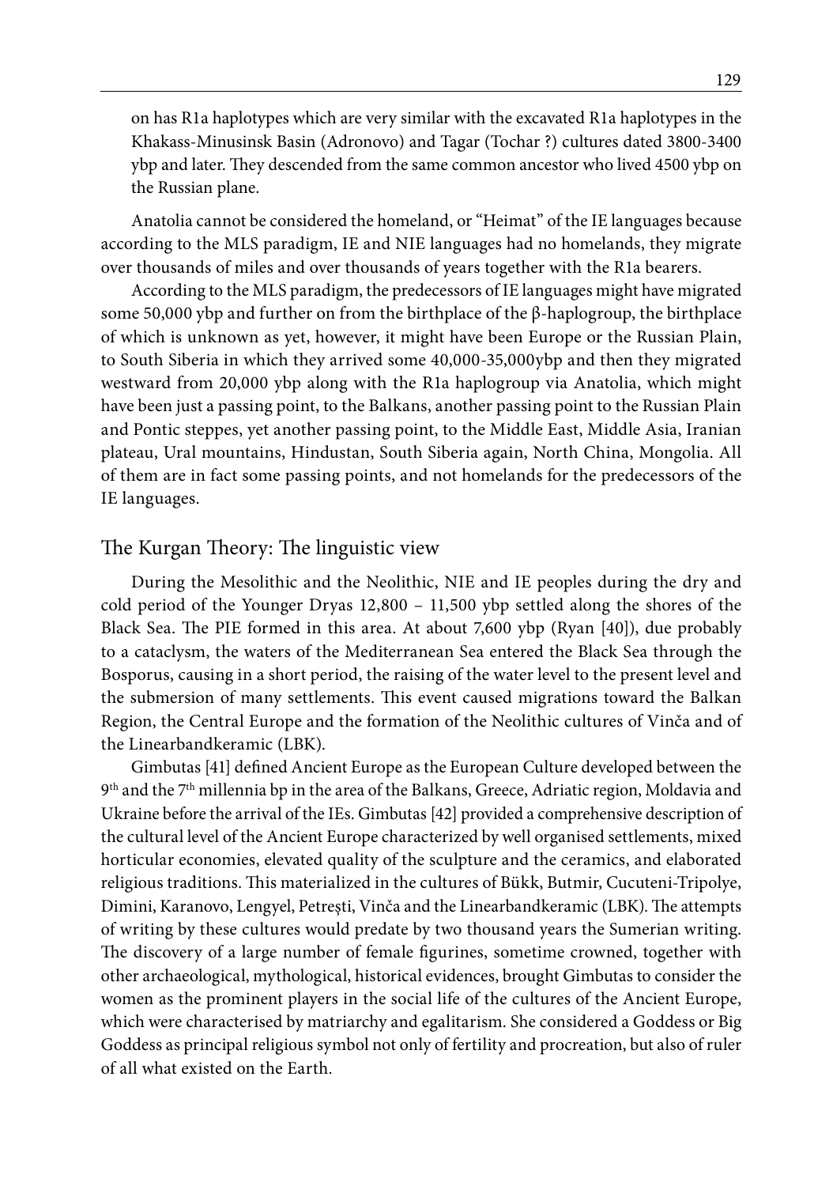on has R1a haplotypes which are very similar with the excavated R1a haplotypes in the Khakass-Minusinsk Basin (Adronovo) and Tagar (Tochar ?) cultures dated 3800-3400 ybp and later. They descended from the same common ancestor who lived 4500 ybp on the Russian plane.

Anatolia cannot be considered the homeland, or "Heimat" of the IE languages because according to the MLS paradigm, IE and NIE languages had no homelands, they migrate over thousands of miles and over thousands of years together with the R1a bearers.

According to the MLS paradigm, the predecessors of IE languages might have migrated some 50,000 ybp and further on from the birthplace of the β-haplogroup, the birthplace of which is unknown as yet, however, it might have been Europe or the Russian Plain, to South Siberia in which they arrived some 40,000-35,000ybp and then they migrated westward from 20,000 ybp along with the R1a haplogroup via Anatolia, which might have been just a passing point, to the Balkans, another passing point to the Russian Plain and Pontic steppes, yet another passing point, to the Middle East, Middle Asia, Iranian plateau, Ural mountains, Hindustan, South Siberia again, North China, Mongolia. All of them are in fact some passing points, and not homelands for the predecessors of the IE languages.

## The Kurgan Theory: The linguistic view

During the Mesolithic and the Neolithic, NIE and IE peoples during the dry and cold period of the Younger Dryas 12,800 – 11,500 ybp settled along the shores of the Black Sea. The PIE formed in this area. At about 7,600 ybp (Ryan [40]), due probably to a cataclysm, the waters of the Mediterranean Sea entered the Black Sea through the Bosporus, causing in a short period, the raising of the water level to the present level and the submersion of many settlements. This event caused migrations toward the Balkan Region, the Central Europe and the formation of the Neolithic cultures of Vinča and of the Linearbandkeramic (LBK).

Gimbutas [41] defined Ancient Europe as the European Culture developed between the 9th and the 7th millennia bp in the area of the Balkans, Greece, Adriatic region, Moldavia and Ukraine before the arrival of the IEs. Gimbutas [42] provided a comprehensive description of the cultural level of the Ancient Europe characterized by well organised settlements, mixed horticular economies, elevated quality of the sculpture and the ceramics, and elaborated religious traditions. This materialized in the cultures of Bükk, Butmir, Cucuteni-Tripolye, Dimini, Karanovo, Lengyel, Petreşti, Vinča and the Linearbandkeramic (LBK). The attempts of writing by these cultures would predate by two thousand years the Sumerian writing. The discovery of a large number of female figurines, sometime crowned, together with other archaeological, mythological, historical evidences, brought Gimbutas to consider the women as the prominent players in the social life of the cultures of the Ancient Europe, which were characterised by matriarchy and egalitarism. She considered a Goddess or Big Goddess as principal religious symbol not only of fertility and procreation, but also of ruler of all what existed on the Earth.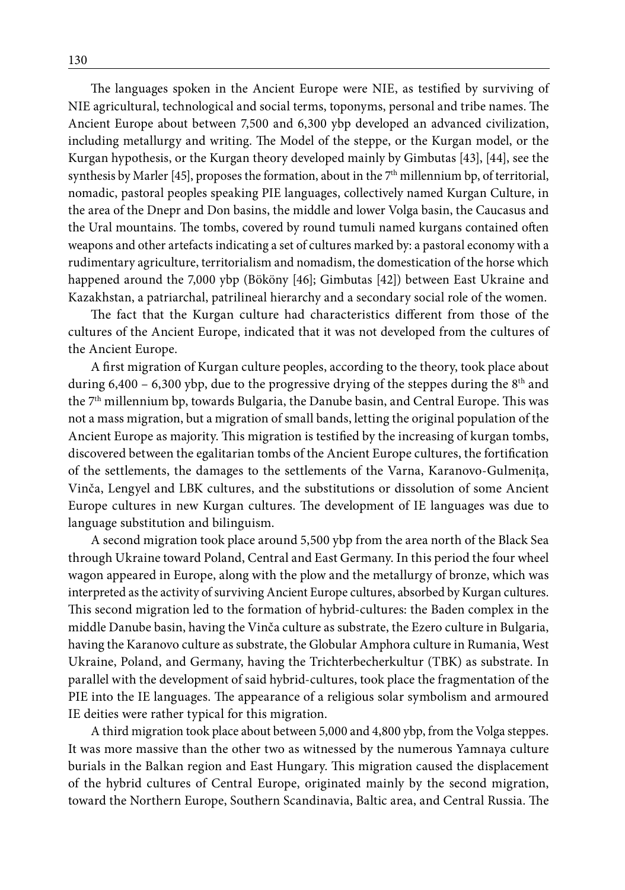The languages spoken in the Ancient Europe were NIE, as testified by surviving of NIE agricultural, technological and social terms, toponyms, personal and tribe names. The Ancient Europe about between 7,500 and 6,300 ybp developed an advanced civilization, including metallurgy and writing. The Model of the steppe, or the Kurgan model, or the Kurgan hypothesis, or the Kurgan theory developed mainly by Gimbutas [43], [44], see the synthesis by Marler [45], proposes the formation, about in the 7th millennium bp, of territorial, nomadic, pastoral peoples speaking PIE languages, collectively named Kurgan Culture, in the area of the Dnepr and Don basins, the middle and lower Volga basin, the Caucasus and the Ural mountains. The tombs, covered by round tumuli named kurgans contained often weapons and other artefacts indicating a set of cultures marked by: a pastoral economy with a rudimentary agriculture, territorialism and nomadism, the domestication of the horse which happened around the 7,000 ybp (Bököny [46]; Gimbutas [42]) between East Ukraine and Kazakhstan, a patriarchal, patrilineal hierarchy and a secondary social role of the women.

The fact that the Kurgan culture had characteristics different from those of the cultures of the Ancient Europe, indicated that it was not developed from the cultures of the Ancient Europe.

A first migration of Kurgan culture peoples, according to the theory, took place about during 6,400 – 6,300 ybp, due to the progressive drying of the steppes during the 8th and the 7th millennium bp, towards Bulgaria, the Danube basin, and Central Europe. This was not a mass migration, but a migration of small bands, letting the original population of the Ancient Europe as majority. This migration is testified by the increasing of kurgan tombs, discovered between the egalitarian tombs of the Ancient Europe cultures, the fortification of the settlements, the damages to the settlements of the Varna, Karanovo-Gulmenița, Vinča, Lengyel and LBK cultures, and the substitutions or dissolution of some Ancient Europe cultures in new Kurgan cultures. The development of IE languages was due to language substitution and bilinguism.

A second migration took place around 5,500 ybp from the area north of the Black Sea through Ukraine toward Poland, Central and East Germany. In this period the four wheel wagon appeared in Europe, along with the plow and the metallurgy of bronze, which was interpreted as the activity of surviving Ancient Europe cultures, absorbed by Kurgan cultures. This second migration led to the formation of hybrid-cultures: the Baden complex in the middle Danube basin, having the Vinča culture as substrate, the Ezero culture in Bulgaria, having the Karanovo culture as substrate, the Globular Amphora culture in Rumania, West Ukraine, Poland, and Germany, having the Trichterbecherkultur (TBK) as substrate. In parallel with the development of said hybrid-cultures, took place the fragmentation of the PIE into the IE languages. The appearance of a religious solar symbolism and armoured IE deities were rather typical for this migration.

A third migration took place about between 5,000 and 4,800 ybp, from the Volga steppes. It was more massive than the other two as witnessed by the numerous Yamnaya culture burials in the Balkan region and East Hungary. This migration caused the displacement of the hybrid cultures of Central Europe, originated mainly by the second migration, toward the Northern Europe, Southern Scandinavia, Baltic area, and Central Russia. The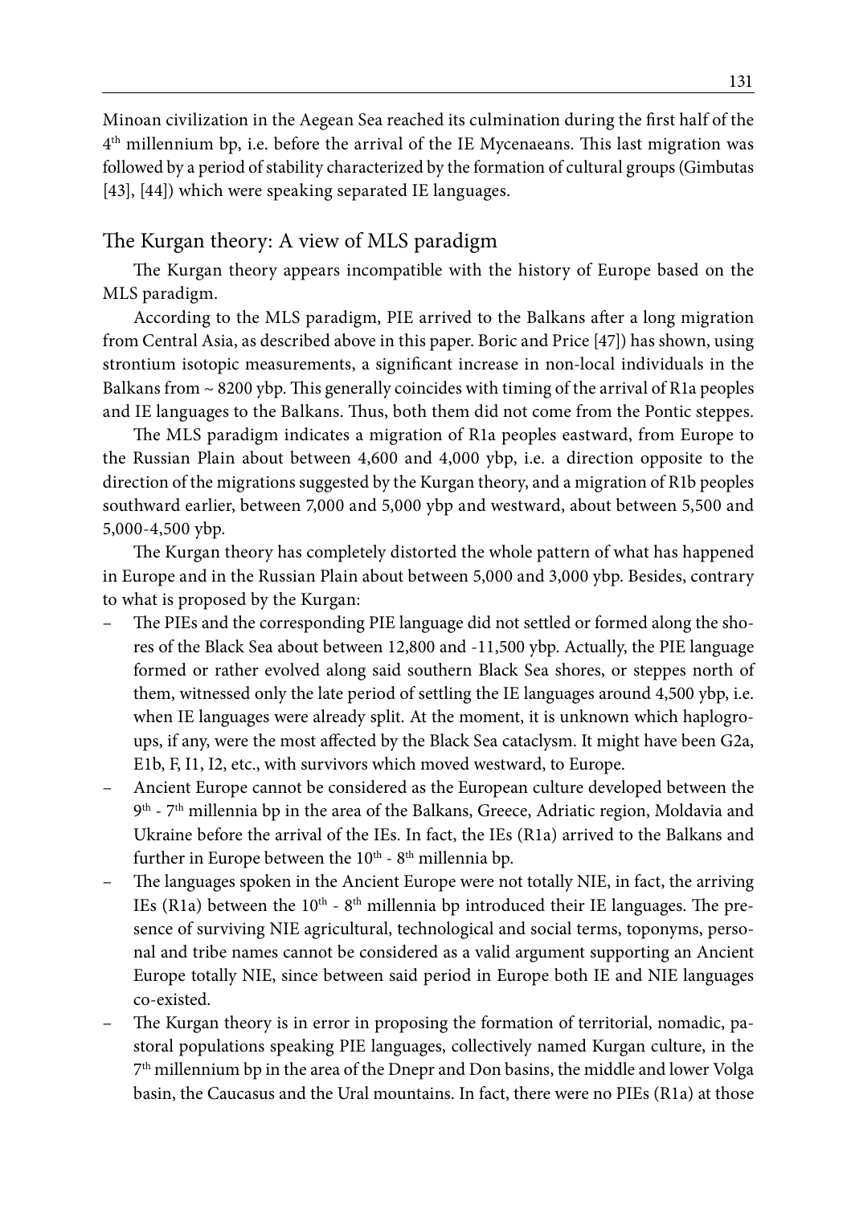Minoan civilization in the Aegean Sea reached its culmination during the first half of the 4th millennium bp, i.e. before the arrival of the IE Mycenaeans. This last migration was followed by a period of stability characterized by the formation of cultural groups (Gimbutas [43], [44]) which were speaking separated IE languages.

## The Kurgan theory: A view of MLS paradigm

The Kurgan theory appears incompatible with the history of Europe based on the MLS paradigm.

According to the MLS paradigm, PIE arrived to the Balkans after a long migration from Central Asia, as described above in this paper. Boric and Price [47]) has shown, using strontium isotopic measurements, a significant increase in non-local individuals in the Balkans from ~ 8200 ybp. This generally coincides with timing of the arrival of R1a peoples and IE languages to the Balkans. Thus, both them did not come from the Pontic steppes.

The MLS paradigm indicates a migration of R1a peoples eastward, from Europe to the Russian Plain about between 4,600 and 4,000 ybp, i.e. a direction opposite to the direction of the migrations suggested by the Kurgan theory, and a migration of R1b peoples southward earlier, between 7,000 and 5,000 ybp and westward, about between 5,500 and 5,000-4,500 ybp.

The Kurgan theory has completely distorted the whole pattern of what has happened in Europe and in the Russian Plain about between 5,000 and 3,000 ybp. Besides, contrary to what is proposed by the Kurgan:

- The PIEs and the corresponding PIE language did not settled or formed along the shores of the Black Sea about between 12,800 and -11,500 ybp. Actually, the PIE language formed or rather evolved along said southern Black Sea shores, or steppes north of them, witnessed only the late period of settling the IE languages around 4,500 ybp, i.e. when IE languages were already split. At the moment, it is unknown which haplogroups, if any, were the most affected by the Black Sea cataclysm. It might have been G2a, E1b, F, I1, I2, etc., with survivors which moved westward, to Europe.
- Ancient Europe cannot be considered as the European culture developed between the 9th - 7th millennia bp in the area of the Balkans, Greece, Adriatic region, Moldavia and Ukraine before the arrival of the IEs. In fact, the IEs (R1a) arrived to the Balkans and further in Europe between the 10th - 8th millennia bp.
- The languages spoken in the Ancient Europe were not totally NIE, in fact, the arriving IEs (R1a) between the 10th - 8th millennia bp introduced their IE languages. The presence of surviving NIE agricultural, technological and social terms, toponyms, personal and tribe names cannot be considered as a valid argument supporting an Ancient Europe totally NIE, since between said period in Europe both IE and NIE languages co-existed.
- The Kurgan theory is in error in proposing the formation of territorial, nomadic, pastoral populations speaking PIE languages, collectively named Kurgan culture, in the 7th millennium bp in the area of the Dnepr and Don basins, the middle and lower Volga basin, the Caucasus and the Ural mountains. In fact, there were no PIEs (R1a) at those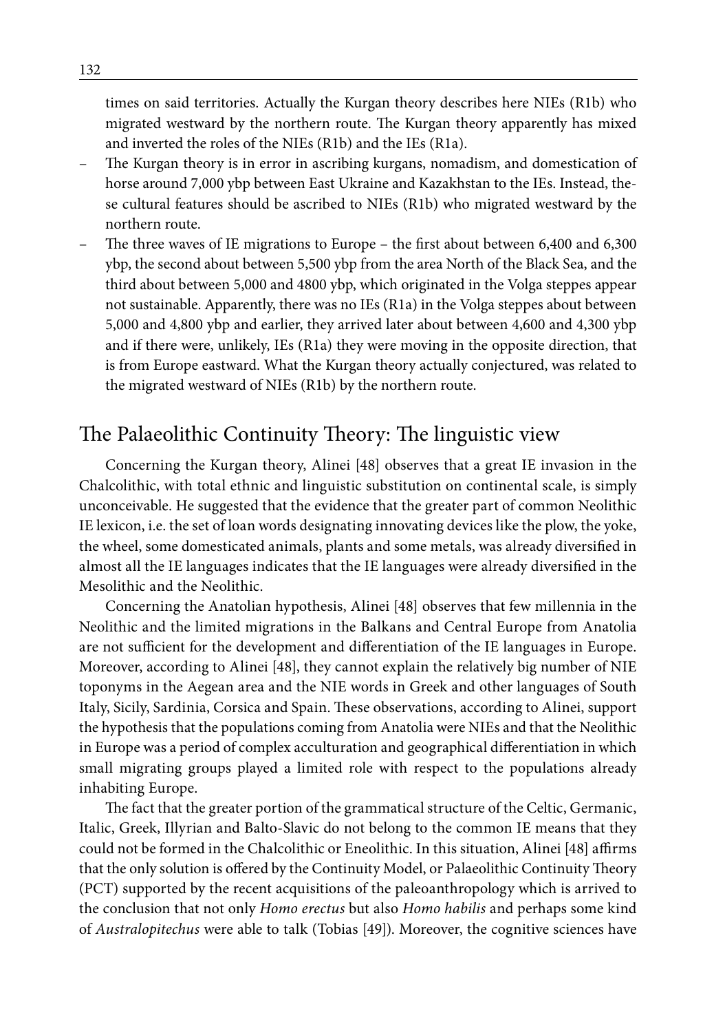times on said territories. Actually the Kurgan theory describes here NIEs (R1b) who migrated westward by the northern route. The Kurgan theory apparently has mixed and inverted the roles of the NIEs (R1b) and the IEs (R1a).

- The Kurgan theory is in error in ascribing kurgans, nomadism, and domestication of horse around 7,000 ybp between East Ukraine and Kazakhstan to the IEs. Instead, these cultural features should be ascribed to NIEs (R1b) who migrated westward by the northern route.
- The three waves of IE migrations to Europe – the first about between 6,400 and 6,300 ybp, the second about between 5,500 ybp from the area North of the Black Sea, and the third about between 5,000 and 4800 ybp, which originated in the Volga steppes appear not sustainable. Apparently, there was no IEs (R1a) in the Volga steppes about between 5,000 and 4,800 ybp and earlier, they arrived later about between 4,600 and 4,300 ybp and if there were, unlikely, IEs (R1a) they were moving in the opposite direction, that is from Europe eastward. What the Kurgan theory actually conjectured, was related to the migrated westward of NIEs (R1b) by the northern route.

## The Palaeolithic Continuity Theory: The linguistic view

Concerning the Kurgan theory, Alinei [48] observes that a great IE invasion in the Chalcolithic, with total ethnic and linguistic substitution on continental scale, is simply unconceivable. He suggested that the evidence that the greater part of common Neolithic IE lexicon, i.e. the set of loan words designating innovating devices like the plow, the yoke, the wheel, some domesticated animals, plants and some metals, was already diversified in almost all the IE languages indicates that the IE languages were already diversified in the Mesolithic and the Neolithic.

Concerning the Anatolian hypothesis, Alinei [48] observes that few millennia in the Neolithic and the limited migrations in the Balkans and Central Europe from Anatolia are not sufficient for the development and differentiation of the IE languages in Europe. Moreover, according to Alinei [48], they cannot explain the relatively big number of NIE toponyms in the Aegean area and the NIE words in Greek and other languages of South Italy, Sicily, Sardinia, Corsica and Spain. These observations, according to Alinei, support the hypothesis that the populations coming from Anatolia were NIEs and that the Neolithic in Europe was a period of complex acculturation and geographical differentiation in which small migrating groups played a limited role with respect to the populations already inhabiting Europe.

The fact that the greater portion of the grammatical structure of the Celtic, Germanic, Italic, Greek, Illyrian and Balto-Slavic do not belong to the common IE means that they could not be formed in the Chalcolithic or Eneolithic. In this situation, Alinei [48] affirms that the only solution is offered by the Continuity Model, or Palaeolithic Continuity Theory (PCT) supported by the recent acquisitions of the paleoanthropology which is arrived to the conclusion that not only *Homo erectus* but also *Homo habilis* and perhaps some kind of *Australopitechus* were able to talk (Tobias [49]). Moreover, the cognitive sciences have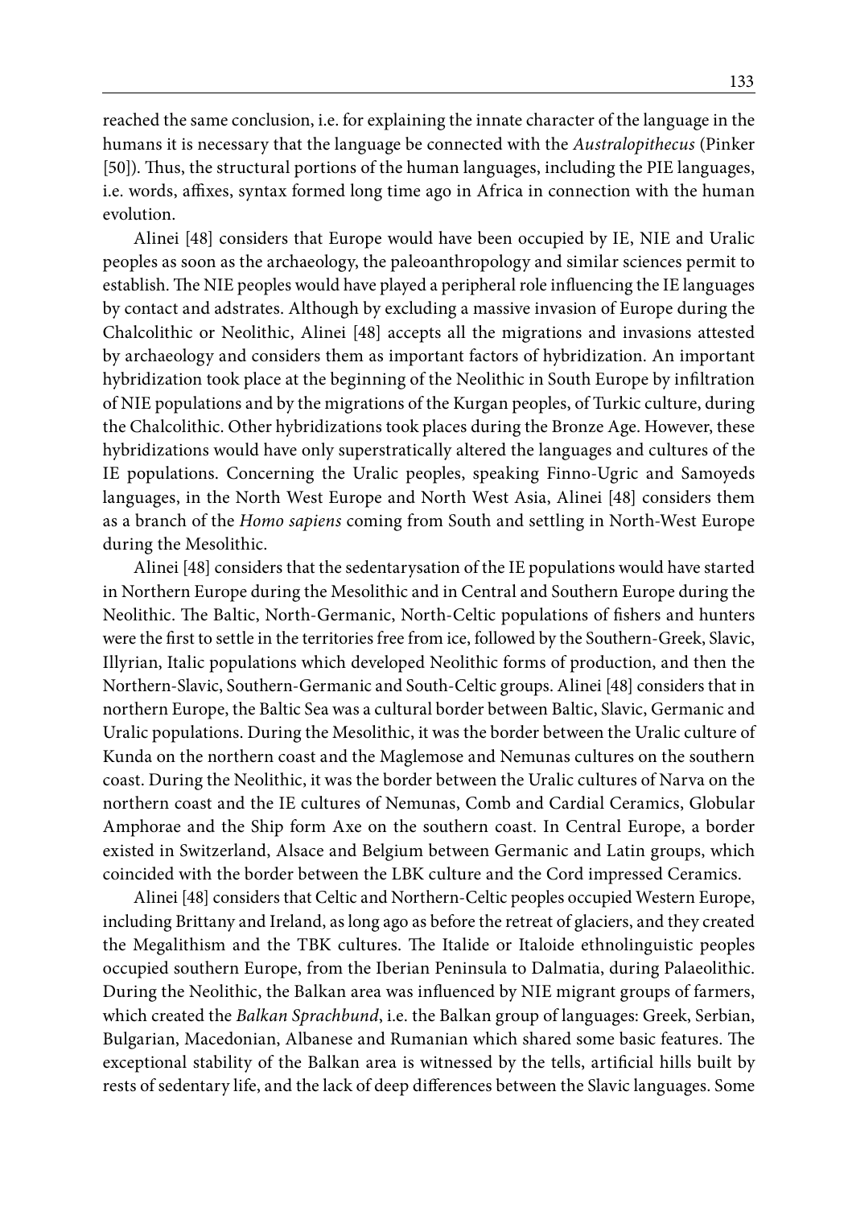reached the same conclusion, i.e. for explaining the innate character of the language in the humans it is necessary that the language be connected with the *Australopithecus* (Pinker [50]). Thus, the structural portions of the human languages, including the PIE languages, i.e. words, affixes, syntax formed long time ago in Africa in connection with the human evolution.

Alinei [48] considers that Europe would have been occupied by IE, NIE and Uralic peoples as soon as the archaeology, the paleoanthropology and similar sciences permit to establish. The NIE peoples would have played a peripheral role influencing the IE languages by contact and adstrates. Although by excluding a massive invasion of Europe during the Chalcolithic or Neolithic, Alinei [48] accepts all the migrations and invasions attested by archaeology and considers them as important factors of hybridization. An important hybridization took place at the beginning of the Neolithic in South Europe by infiltration of NIE populations and by the migrations of the Kurgan peoples, of Turkic culture, during the Chalcolithic. Other hybridizations took places during the Bronze Age. However, these hybridizations would have only superstratically altered the languages and cultures of the IE populations. Concerning the Uralic peoples, speaking Finno-Ugric and Samoyeds languages, in the North West Europe and North West Asia, Alinei [48] considers them as a branch of the *Homo sapiens* coming from South and settling in North-West Europe during the Mesolithic.

Alinei [48] considers that the sedentarysation of the IE populations would have started in Northern Europe during the Mesolithic and in Central and Southern Europe during the Neolithic. The Baltic, North-Germanic, North-Celtic populations of fishers and hunters were the first to settle in the territories free from ice, followed by the Southern-Greek, Slavic, Illyrian, Italic populations which developed Neolithic forms of production, and then the Northern-Slavic, Southern-Germanic and South-Celtic groups. Alinei [48] considers that in northern Europe, the Baltic Sea was a cultural border between Baltic, Slavic, Germanic and Uralic populations. During the Mesolithic, it was the border between the Uralic culture of Kunda on the northern coast and the Maglemose and Nemunas cultures on the southern coast. During the Neolithic, it was the border between the Uralic cultures of Narva on the northern coast and the IE cultures of Nemunas, Comb and Cardial Ceramics, Globular Amphorae and the Ship form Axe on the southern coast. In Central Europe, a border existed in Switzerland, Alsace and Belgium between Germanic and Latin groups, which coincided with the border between the LBK culture and the Cord impressed Ceramics.

Alinei [48] considers that Celtic and Northern-Celtic peoples occupied Western Europe, including Brittany and Ireland, as long ago as before the retreat of glaciers, and they created the Megalithism and the TBK cultures. The Italide or Italoide ethnolinguistic peoples occupied southern Europe, from the Iberian Peninsula to Dalmatia, during Palaeolithic. During the Neolithic, the Balkan area was influenced by NIE migrant groups of farmers, which created the *Balkan Sprachbund*, i.e. the Balkan group of languages: Greek, Serbian, Bulgarian, Macedonian, Albanese and Rumanian which shared some basic features. The exceptional stability of the Balkan area is witnessed by the tells, artificial hills built by rests of sedentary life, and the lack of deep differences between the Slavic languages. Some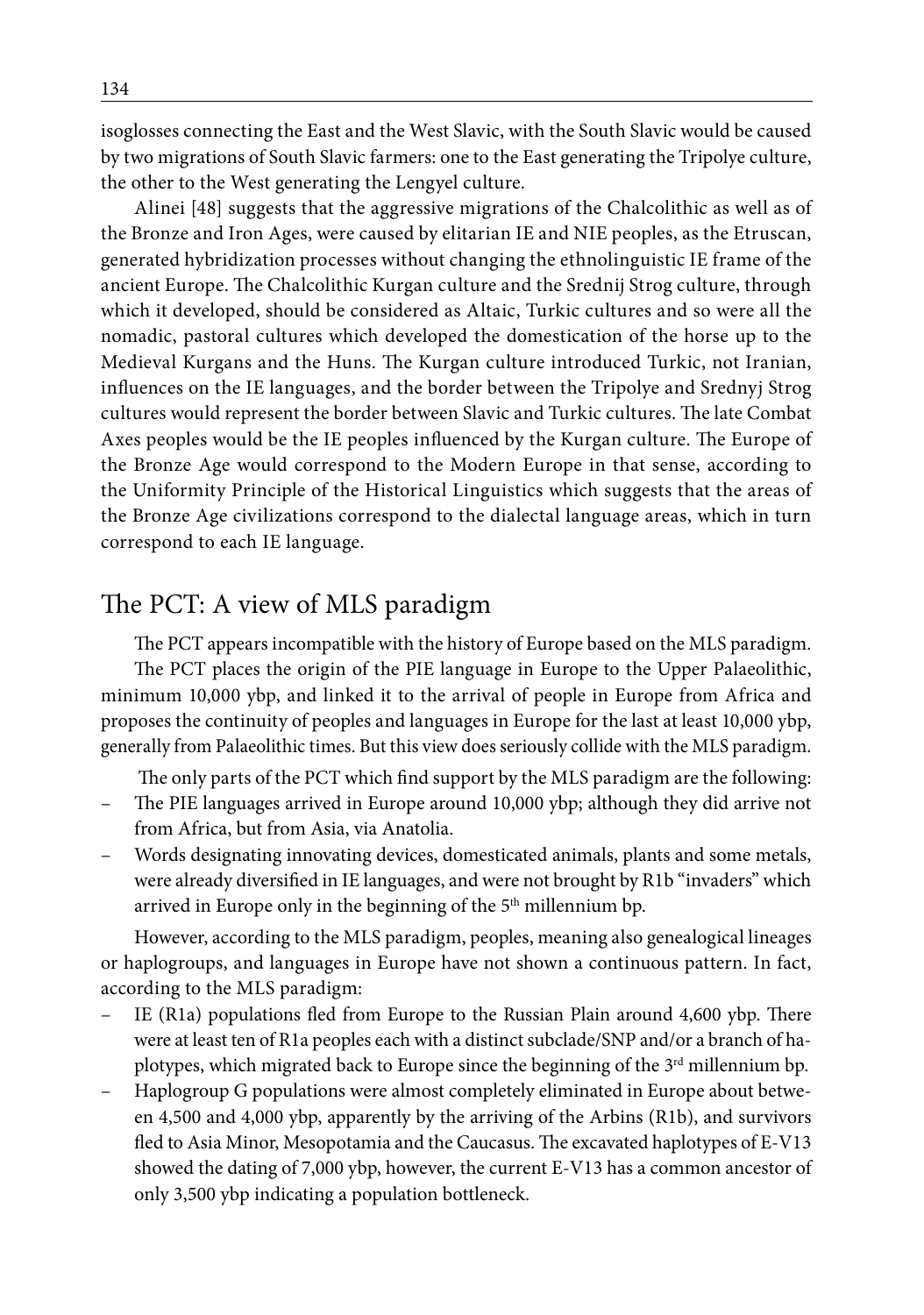isoglosses connecting the East and the West Slavic, with the South Slavic would be caused by two migrations of South Slavic farmers: one to the East generating the Tripolye culture, the other to the West generating the Lengyel culture.

Alinei [48] suggests that the aggressive migrations of the Chalcolithic as well as of the Bronze and Iron Ages, were caused by elitarian IE and NIE peoples, as the Etruscan, generated hybridization processes without changing the ethnolinguistic IE frame of the ancient Europe. The Chalcolithic Kurgan culture and the Srednij Strog culture, through which it developed, should be considered as Altaic, Turkic cultures and so were all the nomadic, pastoral cultures which developed the domestication of the horse up to the Medieval Kurgans and the Huns. The Kurgan culture introduced Turkic, not Iranian, influences on the IE languages, and the border between the Tripolye and Srednyj Strog cultures would represent the border between Slavic and Turkic cultures. The late Combat Axes peoples would be the IE peoples influenced by the Kurgan culture. The Europe of the Bronze Age would correspond to the Modern Europe in that sense, according to the Uniformity Principle of the Historical Linguistics which suggests that the areas of the Bronze Age civilizations correspond to the dialectal language areas, which in turn correspond to each IE language.

## The PCT: A view of MLS paradigm

The PCT appears incompatible with the history of Europe based on the MLS paradigm.

The PCT places the origin of the PIE language in Europe to the Upper Palaeolithic, minimum 10,000 ybp, and linked it to the arrival of people in Europe from Africa and proposes the continuity of peoples and languages in Europe for the last at least 10,000 ybp, generally from Palaeolithic times. But this view does seriously collide with the MLS paradigm.

The only parts of the PCT which find support by the MLS paradigm are the following:

- The PIE languages arrived in Europe around 10,000 ybp; although they did arrive not from Africa, but from Asia, via Anatolia.
- Words designating innovating devices, domesticated animals, plants and some metals, were already diversified in IE languages, and were not brought by R1b "invaders" which arrived in Europe only in the beginning of the 5th millennium bp.

However, according to the MLS paradigm, peoples, meaning also genealogical lineages or haplogroups, and languages in Europe have not shown a continuous pattern. In fact, according to the MLS paradigm:

- IE (R1a) populations fled from Europe to the Russian Plain around 4,600 ybp. There were at least ten of R1a peoples each with a distinct subclade/SNP and/or a branch of haplotypes, which migrated back to Europe since the beginning of the 3rd millennium bp.
- Haplogroup G populations were almost completely eliminated in Europe about between 4,500 and 4,000 ybp, apparently by the arriving of the Arbins (R1b), and survivors fled to Asia Minor, Mesopotamia and the Caucasus. The excavated haplotypes of E-V13 showed the dating of 7,000 ybp, however, the current E-V13 has a common ancestor of only 3,500 ybp indicating a population bottleneck.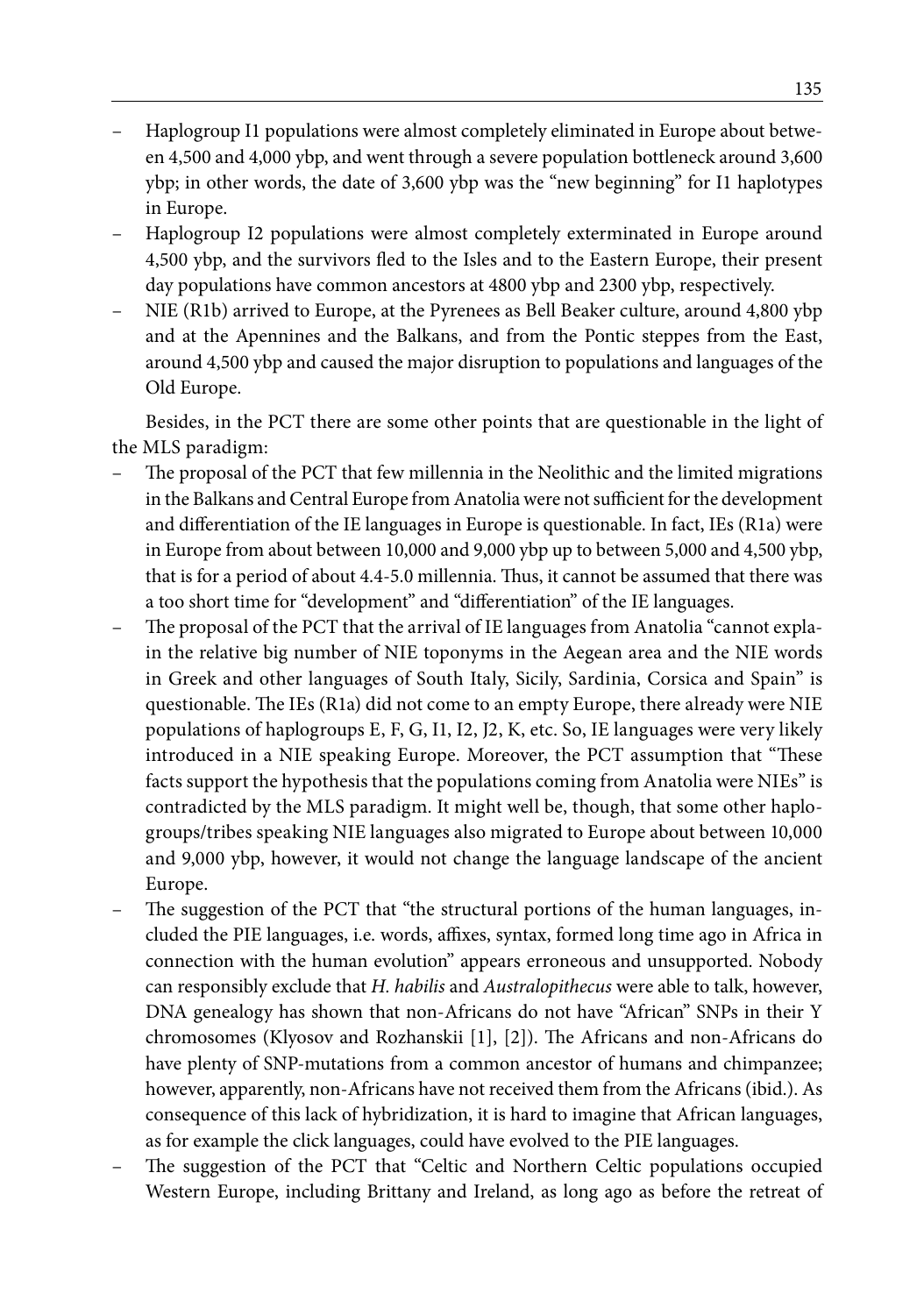- Haplogroup I1 populations were almost completely eliminated in Europe about between 4,500 and 4,000 ybp, and went through a severe population bottleneck around 3,600 ybp; in other words, the date of 3,600 ybp was the "new beginning" for I1 haplotypes in Europe.
- Haplogroup I2 populations were almost completely exterminated in Europe around 4,500 ybp, and the survivors fled to the Isles and to the Eastern Europe, their present day populations have common ancestors at 4800 ybp and 2300 ybp, respectively.
- NIE (R1b) arrived to Europe, at the Pyrenees as Bell Beaker culture, around 4,800 ybp and at the Apennines and the Balkans, and from the Pontic steppes from the East, around 4,500 ybp and caused the major disruption to populations and languages of the Old Europe.

Besides, in the PCT there are some other points that are questionable in the light of the MLS paradigm:

- The proposal of the PCT that few millennia in the Neolithic and the limited migrations in the Balkans and Central Europe from Anatolia were not sufficient for the development and differentiation of the IE languages in Europe is questionable. In fact, IEs (R1a) were in Europe from about between 10,000 and 9,000 ybp up to between 5,000 and 4,500 ybp, that is for a period of about 4.4-5.0 millennia. Thus, it cannot be assumed that there was a too short time for "development" and "differentiation" of the IE languages.
- The proposal of the PCT that the arrival of IE languages from Anatolia "cannot explain the relative big number of NIE toponyms in the Aegean area and the NIE words in Greek and other languages of South Italy, Sicily, Sardinia, Corsica and Spain" is questionable. The IEs (R1a) did not come to an empty Europe, there already were NIE populations of haplogroups E, F, G, I1, I2, J2, K, etc. So, IE languages were very likely introduced in a NIE speaking Europe. Moreover, the PCT assumption that "These facts support the hypothesis that the populations coming from Anatolia were NIEs" is contradicted by the MLS paradigm. It might well be, though, that some other haplogroups/tribes speaking NIE languages also migrated to Europe about between 10,000 and 9,000 ybp, however, it would not change the language landscape of the ancient Europe.
- The suggestion of the PCT that "the structural portions of the human languages, included the PIE languages, i.e. words, affixes, syntax, formed long time ago in Africa in connection with the human evolution" appears erroneous and unsupported. Nobody can responsibly exclude that *H. habilis* and *Australopithecus* were able to talk, however, DNA genealogy has shown that non-Africans do not have "African" SNPs in their Y chromosomes (Klyosov and Rozhanskii [1], [2]). The Africans and non-Africans do have plenty of SNP-mutations from a common ancestor of humans and chimpanzee; however, apparently, non-Africans have not received them from the Africans (ibid.). As consequence of this lack of hybridization, it is hard to imagine that African languages, as for example the click languages, could have evolved to the PIE languages.
- The suggestion of the PCT that "Celtic and Northern Celtic populations occupied Western Europe, including Brittany and Ireland, as long ago as before the retreat of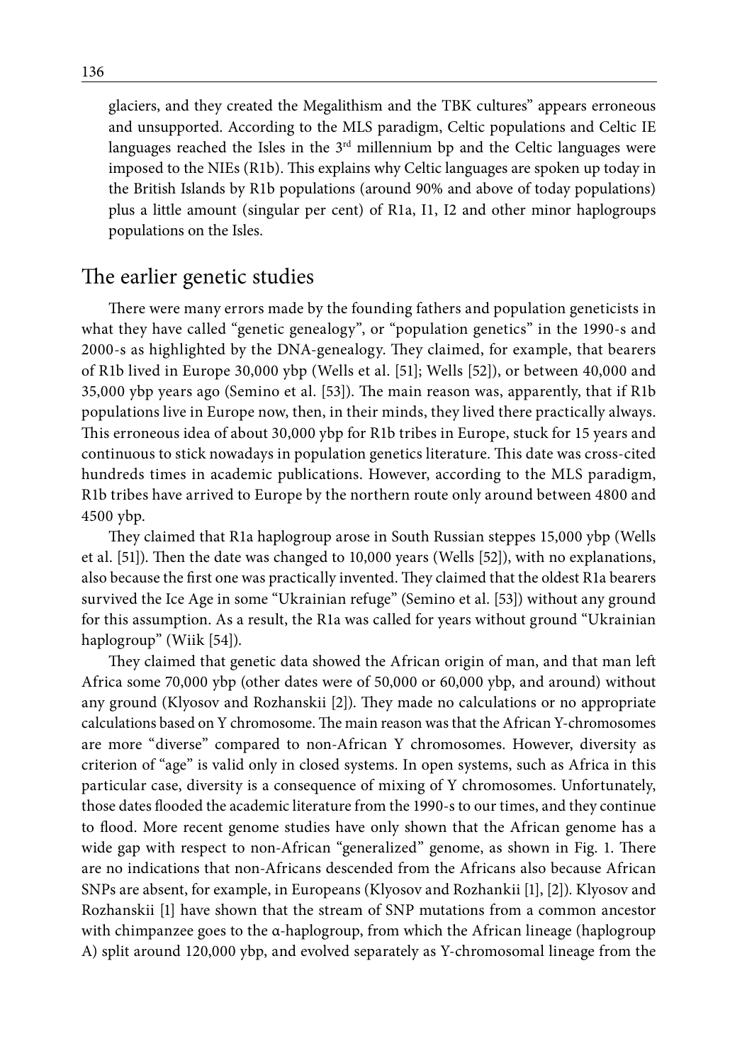glaciers, and they created the Megalithism and the TBK cultures" appears erroneous and unsupported. According to the MLS paradigm, Celtic populations and Celtic IE languages reached the Isles in the 3rd millennium bp and the Celtic languages were imposed to the NIEs (R1b). This explains why Celtic languages are spoken up today in the British Islands by R1b populations (around 90% and above of today populations) plus a little amount (singular per cent) of R1a, I1, I2 and other minor haplogroups populations on the Isles.

## The earlier genetic studies

There were many errors made by the founding fathers and population geneticists in what they have called "genetic genealogy", or "population genetics" in the 1990-s and 2000-s as highlighted by the DNA-genealogy. They claimed, for example, that bearers of R1b lived in Europe 30,000 ybp (Wells et al. [51]; Wells [52]), or between 40,000 and 35,000 ybp years ago (Semino et al. [53]). The main reason was, apparently, that if R1b populations live in Europe now, then, in their minds, they lived there practically always. This erroneous idea of about 30,000 ybp for R1b tribes in Europe, stuck for 15 years and continuous to stick nowadays in population genetics literature. This date was cross-cited hundreds times in academic publications. However, according to the MLS paradigm, R1b tribes have arrived to Europe by the northern route only around between 4800 and 4500 ybp.

They claimed that R1a haplogroup arose in South Russian steppes 15,000 ybp (Wells et al. [51]). Then the date was changed to 10,000 years (Wells [52]), with no explanations, also because the first one was practically invented. They claimed that the oldest R1a bearers survived the Ice Age in some "Ukrainian refuge" (Semino et al. [53]) without any ground for this assumption. As a result, the R1a was called for years without ground "Ukrainian haplogroup" (Wiik [54]).

They claimed that genetic data showed the African origin of man, and that man left Africa some 70,000 ybp (other dates were of 50,000 or 60,000 ybp, and around) without any ground (Klyosov and Rozhanskii [2]). They made no calculations or no appropriate calculations based on Y chromosome. The main reason was that the African Y-chromosomes are more "diverse" compared to non-African Y chromosomes. However, diversity as criterion of "age" is valid only in closed systems. In open systems, such as Africa in this particular case, diversity is a consequence of mixing of Y chromosomes. Unfortunately, those dates flooded the academic literature from the 1990-s to our times, and they continue to flood. More recent genome studies have only shown that the African genome has a wide gap with respect to non-African "generalized" genome, as shown in Fig. 1. There are no indications that non-Africans descended from the Africans also because African SNPs are absent, for example, in Europeans (Klyosov and Rozhankii [1], [2]). Klyosov and Rozhanskii [1] have shown that the stream of SNP mutations from a common ancestor with chimpanzee goes to the α-haplogroup, from which the African lineage (haplogroup A) split around 120,000 ybp, and evolved separately as Y-chromosomal lineage from the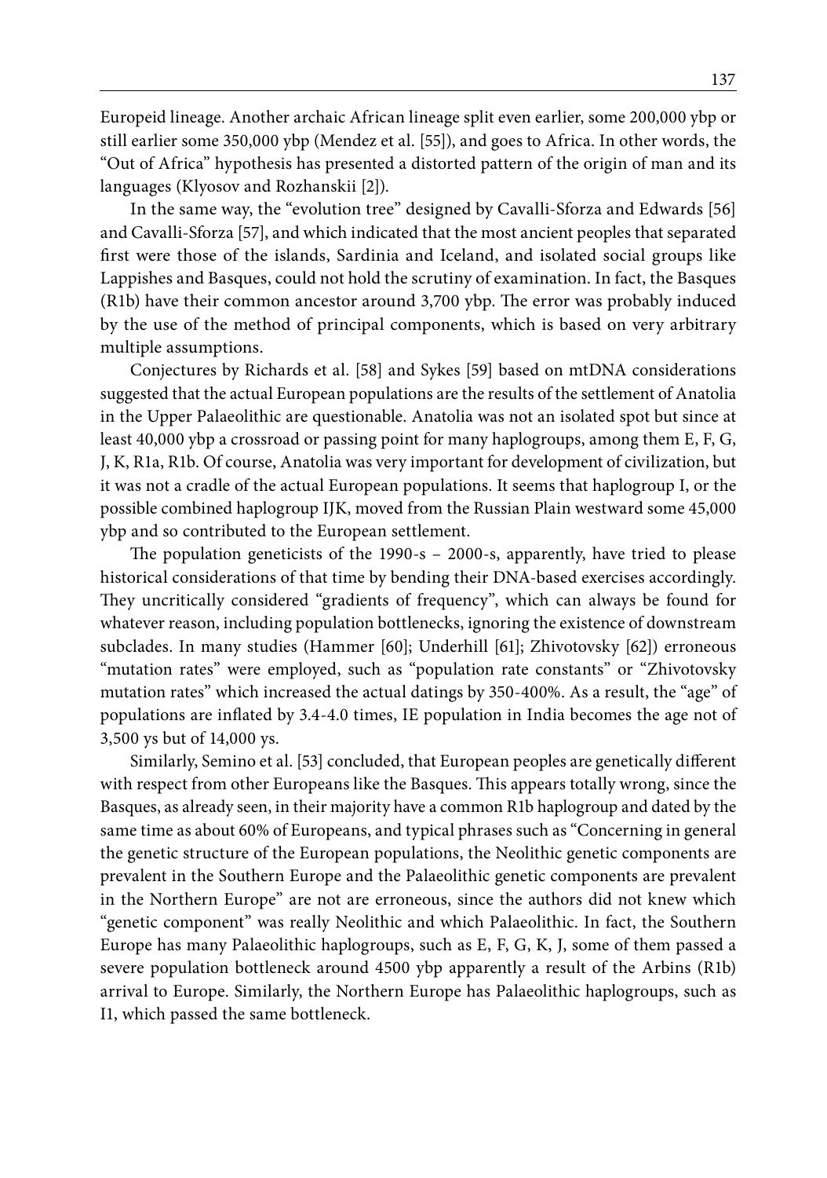Europeid lineage. Another archaic African lineage split even earlier, some 200,000 ybp or still earlier some 350,000 ybp (Mendez et al. [55]), and goes to Africa. In other words, the "Out of Africa" hypothesis has presented a distorted pattern of the origin of man and its languages (Klyosov and Rozhanskii [2]).

In the same way, the "evolution tree" designed by Cavalli-Sforza and Edwards [56] and Cavalli-Sforza [57], and which indicated that the most ancient peoples that separated first were those of the islands, Sardinia and Iceland, and isolated social groups like Lappishes and Basques, could not hold the scrutiny of examination. In fact, the Basques (R1b) have their common ancestor around 3,700 ybp. The error was probably induced by the use of the method of principal components, which is based on very arbitrary multiple assumptions.

Conjectures by Richards et al. [58] and Sykes [59] based on mtDNA considerations suggested that the actual European populations are the results of the settlement of Anatolia in the Upper Palaeolithic are questionable. Anatolia was not an isolated spot but since at least 40,000 ybp a crossroad or passing point for many haplogroups, among them E, F, G, J, K, R1a, R1b. Of course, Anatolia was very important for development of civilization, but it was not a cradle of the actual European populations. It seems that haplogroup I, or the possible combined haplogroup IJK, moved from the Russian Plain westward some 45,000 ybp and so contributed to the European settlement.

The population geneticists of the 1990-s – 2000-s, apparently, have tried to please historical considerations of that time by bending their DNA-based exercises accordingly. They uncritically considered "gradients of frequency", which can always be found for whatever reason, including population bottlenecks, ignoring the existence of downstream subclades. In many studies (Hammer [60]; Underhill [61]; Zhivotovsky [62]) erroneous "mutation rates" were employed, such as "population rate constants" or "Zhivotovsky mutation rates" which increased the actual datings by 350-400%. As a result, the "age" of populations are inflated by 3.4-4.0 times, IE population in India becomes the age not of 3,500 ys but of 14,000 ys.

Similarly, Semino et al. [53] concluded, that European peoples are genetically different with respect from other Europeans like the Basques. This appears totally wrong, since the Basques, as already seen, in their majority have a common R1b haplogroup and dated by the same time as about 60% of Europeans, and typical phrases such as "Concerning in general the genetic structure of the European populations, the Neolithic genetic components are prevalent in the Southern Europe and the Palaeolithic genetic components are prevalent in the Northern Europe" are not are erroneous, since the authors did not knew which "genetic component" was really Neolithic and which Palaeolithic. In fact, the Southern Europe has many Palaeolithic haplogroups, such as E, F, G, K, J, some of them passed a severe population bottleneck around 4500 ybp apparently a result of the Arbins (R1b) arrival to Europe. Similarly, the Northern Europe has Palaeolithic haplogroups, such as I1, which passed the same bottleneck.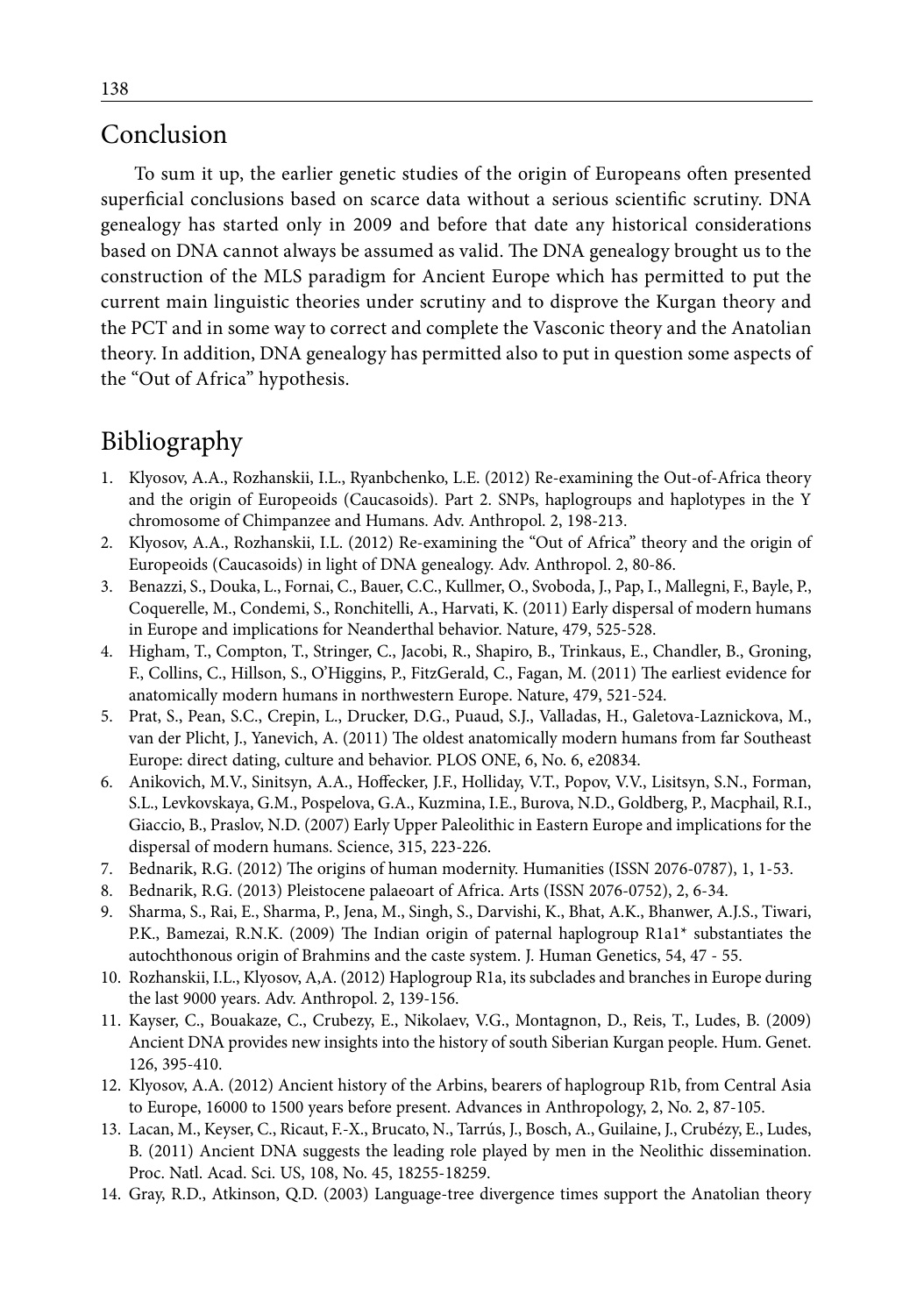## Conclusion

To sum it up, the earlier genetic studies of the origin of Europeans often presented superficial conclusions based on scarce data without a serious scientific scrutiny. DNA genealogy has started only in 2009 and before that date any historical considerations based on DNA cannot always be assumed as valid. The DNA genealogy brought us to the construction of the MLS paradigm for Ancient Europe which has permitted to put the current main linguistic theories under scrutiny and to disprove the Kurgan theory and the PCT and in some way to correct and complete the Vasconic theory and the Anatolian theory. In addition, DNA genealogy has permitted also to put in question some aspects of the "Out of Africa" hypothesis.

## Bibliography

1. Klyosov, A.A., Rozhanskii, I.L., Ryanbchenko, L.E. (2012) Re-examining the Out-of-Africa theory and the origin of Europeoids (Caucasoids). Part 2. SNPs, haplogroups and haplotypes in the Y chromosome of Chimpanzee and Humans. Adv. Anthropol. 2, 198-213.
2. Klyosov, A.A., Rozhanskii, I.L. (2012) Re-examining the "Out of Africa" theory and the origin of Europeoids (Caucasoids) in light of DNA genealogy. Adv. Anthropol. 2, 80-86.
3. Benazzi, S., Douka, L., Fornai, C., Bauer, C.C., Kullmer, O., Svoboda, J., Pap, I., Mallegni, F., Bayle, P., Coquerelle, M., Condemi, S., Ronchitelli, A., Harvati, K. (2011) Early dispersal of modern humans in Europe and implications for Neanderthal behavior. Nature, 479, 525-528.
4. Higham, T., Compton, T., Stringer, C., Jacobi, R., Shapiro, B., Trinkaus, E., Chandler, B., Groning, F., Collins, C., Hillson, S., O'Higgins, P., FitzGerald, C., Fagan, M. (2011) The earliest evidence for anatomically modern humans in northwestern Europe. Nature, 479, 521-524.
5. Prat, S., Pean, S.C., Crepin, L., Drucker, D.G., Puaud, S.J., Valladas, H., Galetova-Laznickova, M., van der Plicht, J., Yanevich, A. (2011) The oldest anatomically modern humans from far Southeast Europe: direct dating, culture and behavior. PLOS ONE, 6, No. 6, e20834.
6. Anikovich, M.V., Sinitsyn, A.A., Hoffecker, J.F., Holliday, V.T., Popov, V.V., Lisitsyn, S.N., Forman, S.L., Levkovskaya, G.M., Pospelova, G.A., Kuzmina, I.E., Burova, N.D., Goldberg, P., Macphail, R.I., Giaccio, B., Praslov, N.D. (2007) Early Upper Paleolithic in Eastern Europe and implications for the dispersal of modern humans. Science, 315, 223-226.
7. Bednarik, R.G. (2012) The origins of human modernity. Humanities (ISSN 2076-0787), 1, 1-53.
8. Bednarik, R.G. (2013) Pleistocene palaeoart of Africa. Arts (ISSN 2076-0752), 2, 6-34.
9. Sharma, S., Rai, E., Sharma, P., Jena, M., Singh, S., Darvishi, K., Bhat, A.K., Bhanwer, A.J.S., Tiwari, P.K., Bamezai, R.N.K. (2009) The Indian origin of paternal haplogroup R1a1* substantiates the autochthonous origin of Brahmins and the caste system. J. Human Genetics, 54, 47 - 55.
10. Rozhanskii, I.L., Klyosov, A,A. (2012) Haplogroup R1a, its subclades and branches in Europe during the last 9000 years. Adv. Anthropol. 2, 139-156.
11. Kayser, C., Bouakaze, C., Crubezy, E., Nikolaev, V.G., Montagnon, D., Reis, T., Ludes, B. (2009) Ancient DNA provides new insights into the history of south Siberian Kurgan people. Hum. Genet. 126, 395-410.
12. Klyosov, A.A. (2012) Ancient history of the Arbins, bearers of haplogroup R1b, from Central Asia to Europe, 16000 to 1500 years before present. Advances in Anthropology, 2, No. 2, 87-105.
13. Lacan, M., Keyser, C., Ricaut, F.-X., Brucato, N., Tarrús, J., Bosch, A., Guilaine, J., Crubézy, E., Ludes, B. (2011) Ancient DNA suggests the leading role played by men in the Neolithic dissemination. Proc. Natl. Acad. Sci. US, 108, No. 45, 18255-18259.
14. Gray, R.D., Atkinson, Q.D. (2003) Language-tree divergence times support the Anatolian theory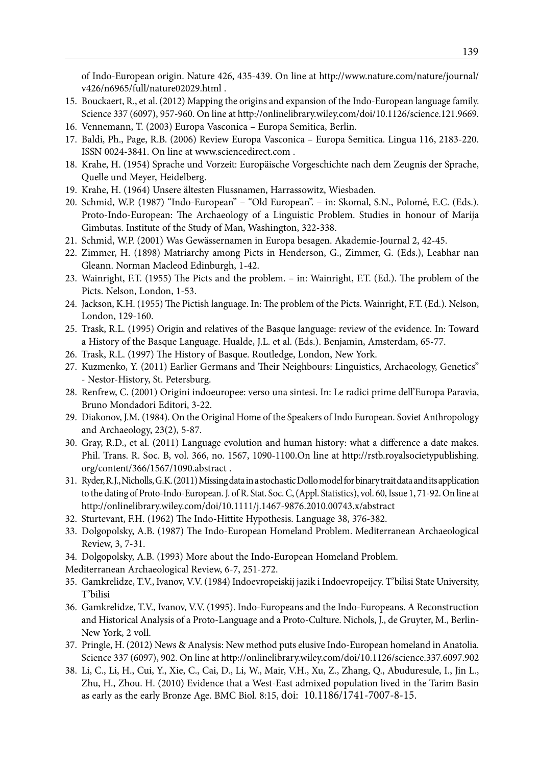of Indo-European origin. Nature 426, 435-439. On line at http://www.nature.com/nature/journal/v426/n6965/full/nature02029.html .

15. Bouckaert, R., et al. (2012) Mapping the origins and expansion of the Indo-European language family. Science 337 (6097), 957-960. On line at http://onlinelibrary.wiley.com/doi/10.1126/science.121.9669.
16. Vennemann, T. (2003) Europa Vasconica – Europa Semitica, Berlin.
17. Baldi, Ph., Page, R.B. (2006) Review Europa Vasconica – Europa Semitica. Lingua 116, 2183-220. ISSN 0024-3841. On line at www.sciencedirect.com .
18. Krahe, H. (1954) Sprache und Vorzeit: Europäische Vorgeschichte nach dem Zeugnis der Sprache, Quelle und Meyer, Heidelberg.
19. Krahe, H. (1964) Unsere ältesten Flussnamen, Harrassowitz, Wiesbaden.
20. Schmid, W.P. (1987) "Indo-European" – "Old European". – in: Skomal, S.N., Polomé, E.C. (Eds.). Proto-Indo-European: The Archaeology of a Linguistic Problem. Studies in honour of Marija Gimbutas. Institute of the Study of Man, Washington, 322-338.
21. Schmid, W.P. (2001) Was Gewässernamen in Europa besagen. Akademie-Journal 2, 42-45.
22. Zimmer, H. (1898) Matriarchy among Picts in Henderson, G., Zimmer, G. (Eds.), Leabhar nan Gleann. Norman Macleod Edinburgh, 1-42.
23. Wainright, F.T. (1955) The Picts and the problem. – in: Wainright, F.T. (Ed.). The problem of the Picts. Nelson, London, 1-53.
24. Jackson, K.H. (1955) The Pictish language. In: The problem of the Picts. Wainright, F.T. (Ed.). Nelson, London, 129-160.
25. Trask, R.L. (1995) Origin and relatives of the Basque language: review of the evidence. In: Toward a History of the Basque Language. Hualde, J.L. et al. (Eds.). Benjamin, Amsterdam, 65-77.
26. Trask, R.L. (1997) The History of Basque. Routledge, London, New York.
27. Kuzmenko, Y. (2011) Earlier Germans and Their Neighbours: Linguistics, Archaeology, Genetics" - Nestor-History, St. Petersburg.
28. Renfrew, C. (2001) Origini indoeuropee: verso una sintesi. In: Le radici prime dell'Europa Paravia, Bruno Mondadori Editori, 3-22.
29. Diakonov, J.M. (1984). On the Original Home of the Speakers of Indo European. Soviet Anthropology and Archaeology, 23(2), 5-87.
30. Gray, R.D., et al. (2011) Language evolution and human history: what a difference a date makes. Phil. Trans. R. Soc. B, vol. 366, no. 1567, 1090-1100.On line at http://rstb.royalsocietypublishing.org/content/366/1567/1090.abstract .
31. Ryder, R.J., Nicholls, G.K. (2011) Missing data in a stochastic Dollo model for binary trait data and its application to the dating of Proto-Indo-European. J. of R. Stat. Soc. C, (Appl. Statistics), vol. 60, Issue 1, 71-92. On line at http://onlinelibrary.wiley.com/doi/10.1111/j.1467-9876.2010.00743.x/abstract
32. Sturtevant, F.H. (1962) The Indo-Hittite Hypothesis. Language 38, 376-382.
33. Dolgopolsky, A.B. (1987) The Indo-European Homeland Problem. Mediterranean Archaeological Review, 3, 7-31.
34. Dolgopolsky, A.B. (1993) More about the Indo-European Homeland Problem.

Mediterranean Archaeological Review, 6-7, 251-272.

35. Gamkrelidze, T.V., Ivanov, V.V. (1984) Indoevropeiskij jazik i Indoevropeijcy. T'bilisi State University, T'bilisi
36. Gamkrelidze, T.V., Ivanov, V.V. (1995). Indo-Europeans and the Indo-Europeans. A Reconstruction and Historical Analysis of a Proto-Language and a Proto-Culture. Nichols, J., de Gruyter, M., Berlin-New York, 2 voll.
37. Pringle, H. (2012) News & Analysis: New method puts elusive Indo-European homeland in Anatolia. Science 337 (6097), 902. On line at http://onlinelibrary.wiley.com/doi/10.1126/science.337.6097.902
38. Li, C., Li, H., Cui, Y., Xie, C., Cai, D., Li, W., Mair, V.H., Xu, Z., Zhang, Q., Abuduresule, I., Jin L., Zhu, H., Zhou. H. (2010) Evidence that a West-East admixed population lived in the Tarim Basin as early as the early Bronze Age. BMC Biol. 8:15, doi: 10.1186/1741-7007-8-15.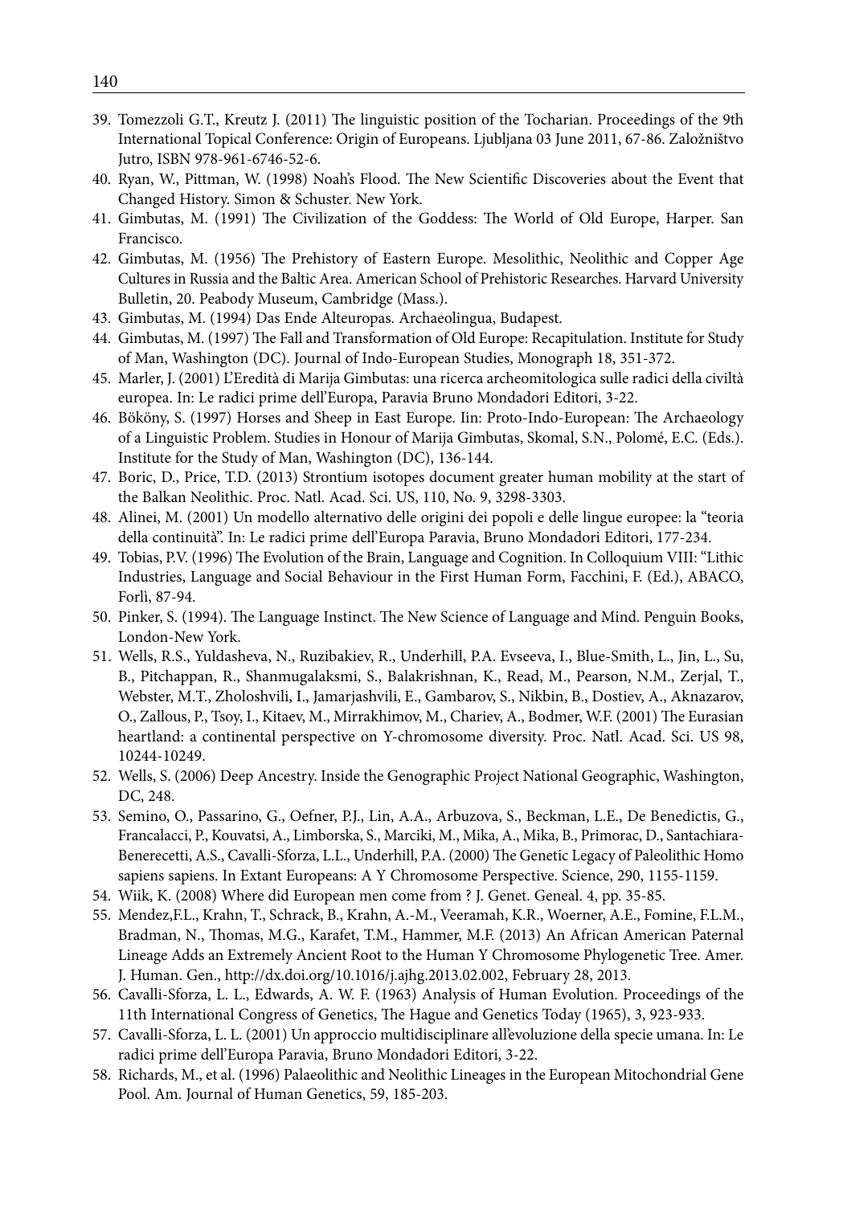39. Tomezzoli G.T., Kreutz J. (2011) The linguistic position of the Tocharian. Proceedings of the 9th International Topical Conference: Origin of Europeans. Ljubljana 03 June 2011, 67-86. Založništvo Jutro, ISBN 978-961-6746-52-6.
40. Ryan, W., Pittman, W. (1998) Noah's Flood. The New Scientific Discoveries about the Event that Changed History. Simon & Schuster. New York.
41. Gimbutas, M. (1991) The Civilization of the Goddess: The World of Old Europe, Harper. San Francisco.
42. Gimbutas, M. (1956) The Prehistory of Eastern Europe. Mesolithic, Neolithic and Copper Age Cultures in Russia and the Baltic Area. American School of Prehistoric Researches. Harvard University Bulletin, 20. Peabody Museum, Cambridge (Mass.).
43. Gimbutas, M. (1994) Das Ende Alteuropas. Archaeolingua, Budapest.
44. Gimbutas, M. (1997) The Fall and Transformation of Old Europe: Recapitulation. Institute for Study of Man, Washington (DC). Journal of Indo-European Studies, Monograph 18, 351-372.
45. Marler, J. (2001) L'Eredità di Marija Gimbutas: una ricerca archeomitologica sulle radici della civiltà europea. In: Le radici prime dell'Europa, Paravia Bruno Mondadori Editori, 3-22.
46. Bököny, S. (1997) Horses and Sheep in East Europe. Iin: Proto-Indo-European: The Archaeology of a Linguistic Problem. Studies in Honour of Marija Gimbutas, Skomal, S.N., Polomé, E.C. (Eds.). Institute for the Study of Man, Washington (DC), 136-144.
47. Boric, D., Price, T.D. (2013) Strontium isotopes document greater human mobility at the start of the Balkan Neolithic. Proc. Natl. Acad. Sci. US, 110, No. 9, 3298-3303.
48. Alinei, M. (2001) Un modello alternativo delle origini dei popoli e delle lingue europee: la "teoria della continuità". In: Le radici prime dell'Europa Paravia, Bruno Mondadori Editori, 177-234.
49. Tobias, P.V. (1996) The Evolution of the Brain, Language and Cognition. In Colloquium VIII: "Lithic Industries, Language and Social Behaviour in the First Human Form, Facchini, F. (Ed.), ABACO, Forlì, 87-94.
50. Pinker, S. (1994). The Language Instinct. The New Science of Language and Mind. Penguin Books, London-New York.
51. Wells, R.S., Yuldasheva, N., Ruzibakiev, R., Underhill, P.A. Evseeva, I., Blue-Smith, L., Jin, L., Su, B., Pitchappan, R., Shanmugalaksmi, S., Balakrishnan, K., Read, M., Pearson, N.M., Zerjal, T., Webster, M.T., Zholoshvili, I., Jamarjashvili, E., Gambarov, S., Nikbin, B., Dostiev, A., Aknazarov, O., Zallous, P., Tsoy, I., Kitaev, M., Mirrakhimov, M., Chariev, A., Bodmer, W.F. (2001) The Eurasian heartland: a continental perspective on Y-chromosome diversity. Proc. Natl. Acad. Sci. US 98, 10244-10249.
52. Wells, S. (2006) Deep Ancestry. Inside the Genographic Project National Geographic, Washington, DC, 248.
53. Semino, O., Passarino, G., Oefner, P.J., Lin, A.A., Arbuzova, S., Beckman, L.E., De Benedictis, G., Francalacci, P., Kouvatsi, A., Limborska, S., Marciki, M., Mika, A., Mika, B., Primorac, D., Santachiara-Benerecetti, A.S., Cavalli-Sforza, L.L., Underhill, P.A. (2000) The Genetic Legacy of Paleolithic Homo sapiens sapiens. In Extant Europeans: A Y Chromosome Perspective. Science, 290, 1155-1159.
54. Wiik, K. (2008) Where did European men come from ? J. Genet. Geneal. 4, pp. 35-85.
55. Mendez,F.L., Krahn, T., Schrack, B., Krahn, A.-M., Veeramah, K.R., Woerner, A.E., Fomine, F.L.M., Bradman, N., Thomas, M.G., Karafet, T.M., Hammer, M.F. (2013) An African American Paternal Lineage Adds an Extremely Ancient Root to the Human Y Chromosome Phylogenetic Tree. Amer. J. Human. Gen., http://dx.doi.org/10.1016/j.ajhg.2013.02.002, February 28, 2013.
56. Cavalli-Sforza, L. L., Edwards, A. W. F. (1963) Analysis of Human Evolution. Proceedings of the 11th International Congress of Genetics, The Hague and Genetics Today (1965), 3, 923-933.
57. Cavalli-Sforza, L. L. (2001) Un approccio multidisciplinare all'evoluzione della specie umana. In: Le radici prime dell'Europa Paravia, Bruno Mondadori Editori, 3-22.
58. Richards, M., et al. (1996) Palaeolithic and Neolithic Lineages in the European Mitochondrial Gene Pool. Am. Journal of Human Genetics, 59, 185-203.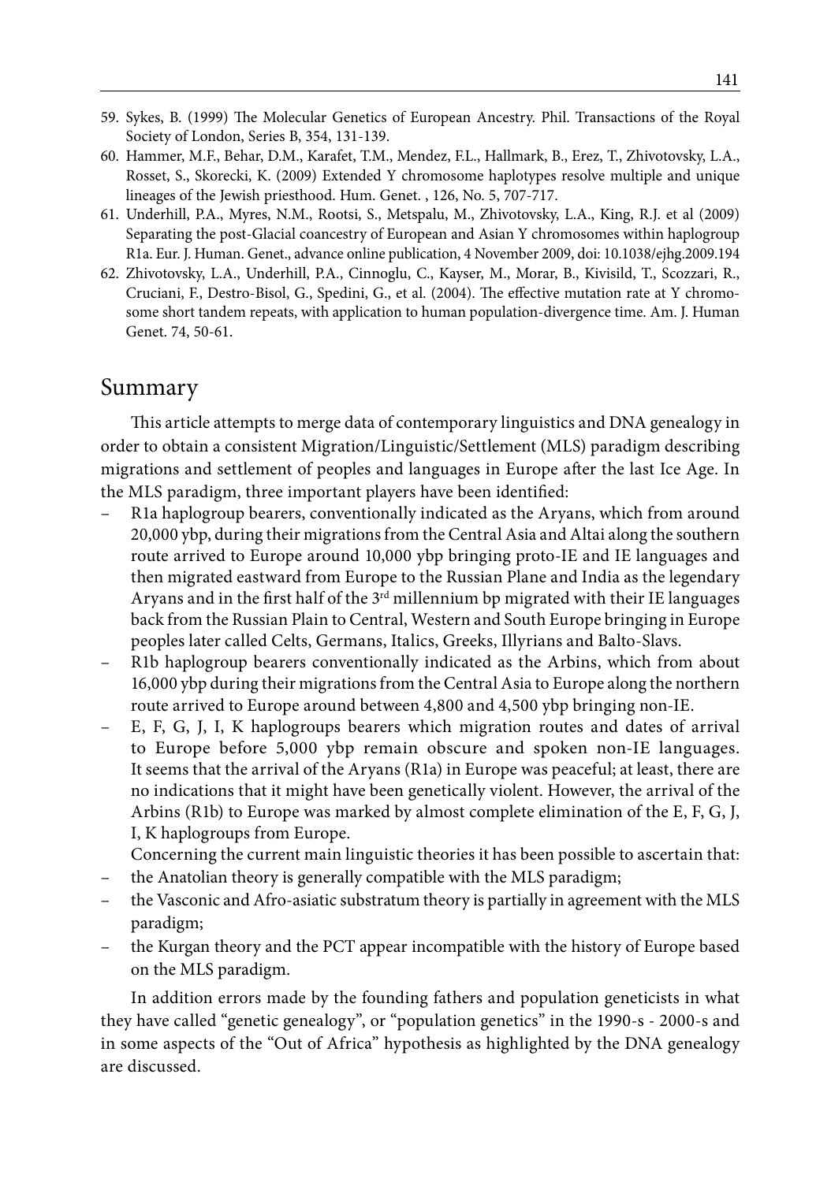59. Sykes, B. (1999) The Molecular Genetics of European Ancestry. Phil. Transactions of the Royal Society of London, Series B, 354, 131-139.
60. Hammer, M.F., Behar, D.M., Karafet, T.M., Mendez, F.L., Hallmark, B., Erez, T., Zhivotovsky, L.A., Rosset, S., Skorecki, K. (2009) Extended Y chromosome haplotypes resolve multiple and unique lineages of the Jewish priesthood. Hum. Genet. , 126, No. 5, 707-717.
61. Underhill, P.A., Myres, N.M., Rootsi, S., Metspalu, M., Zhivotovsky, L.A., King, R.J. et al (2009) Separating the post-Glacial coancestry of European and Asian Y chromosomes within haplogroup R1a. Eur. J. Human. Genet., advance online publication, 4 November 2009, doi: 10.1038/ejhg.2009.194
62. Zhivotovsky, L.A., Underhill, P.A., Cinnoglu, C., Kayser, M., Morar, B., Kivisild, T., Scozzari, R., Cruciani, F., Destro-Bisol, G., Spedini, G., et al. (2004). The effective mutation rate at Y chromosome short tandem repeats, with application to human population-divergence time. Am. J. Human Genet. 74, 50-61.

## Summary

This article attempts to merge data of contemporary linguistics and DNA genealogy in order to obtain a consistent Migration/Linguistic/Settlement (MLS) paradigm describing migrations and settlement of peoples and languages in Europe after the last Ice Age. In the MLS paradigm, three important players have been identified:

- R1a haplogroup bearers, conventionally indicated as the Aryans, which from around 20,000 ybp, during their migrations from the Central Asia and Altai along the southern route arrived to Europe around 10,000 ybp bringing proto-IE and IE languages and then migrated eastward from Europe to the Russian Plane and India as the legendary Aryans and in the first half of the 3rd millennium bp migrated with their IE languages back from the Russian Plain to Central, Western and South Europe bringing in Europe peoples later called Celts, Germans, Italics, Greeks, Illyrians and Balto-Slavs.
- R1b haplogroup bearers conventionally indicated as the Arbins, which from about 16,000 ybp during their migrations from the Central Asia to Europe along the northern route arrived to Europe around between 4,800 and 4,500 ybp bringing non-IE.
- E, F, G, J, I, K haplogroups bearers which migration routes and dates of arrival to Europe before 5,000 ybp remain obscure and spoken non-IE languages. It seems that the arrival of the Aryans (R1a) in Europe was peaceful; at least, there are no indications that it might have been genetically violent. However, the arrival of the Arbins (R1b) to Europe was marked by almost complete elimination of the E, F, G, J, I, K haplogroups from Europe.

Concerning the current main linguistic theories it has been possible to ascertain that:

- the Anatolian theory is generally compatible with the MLS paradigm;
- the Vasconic and Afro-asiatic substratum theory is partially in agreement with the MLS paradigm;
- the Kurgan theory and the PCT appear incompatible with the history of Europe based on the MLS paradigm.

In addition errors made by the founding fathers and population geneticists in what they have called "genetic genealogy", or "population genetics" in the 1990-s - 2000-s and in some aspects of the "Out of Africa" hypothesis as highlighted by the DNA genealogy are discussed.